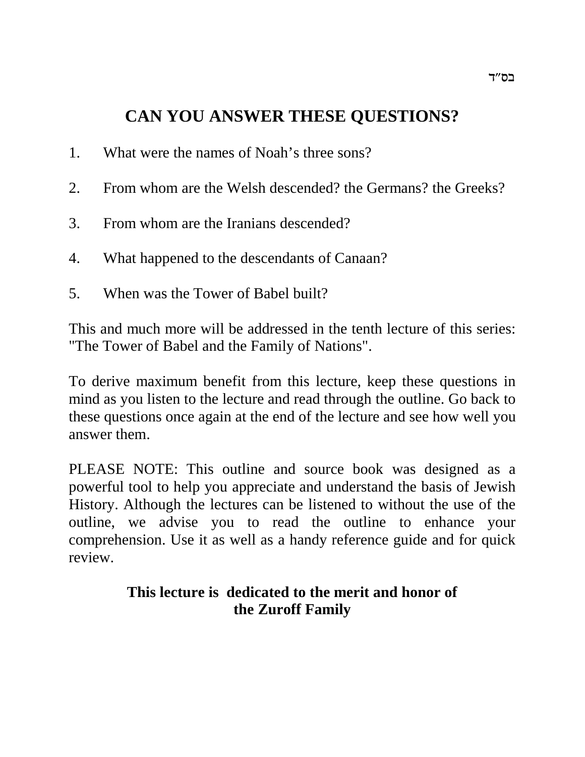בס"ד

# CAN YOU ANSWER THESE QUESTIONS?

1. What were the names of Noah's three sons?
2. From whom are the Welsh descended? the Germans? the Greeks?
3. From whom are the Iranians descended?
4. What happened to the descendants of Canaan?
5. When was the Tower of Babel built?

This and much more will be addressed in the tenth lecture of this series: "The Tower of Babel and the Family of Nations".

To derive maximum benefit from this lecture, keep these questions in mind as you listen to the lecture and read through the outline. Go back to these questions once again at the end of the lecture and see how well you answer them.

PLEASE NOTE: This outline and source book was designed as a powerful tool to help you appreciate and understand the basis of Jewish History. Although the lectures can be listened to without the use of the outline, we advise you to read the outline to enhance your comprehension. Use it as well as a handy reference guide and for quick review.

**This lecture is dedicated to the merit and honor of the Zuroff Family**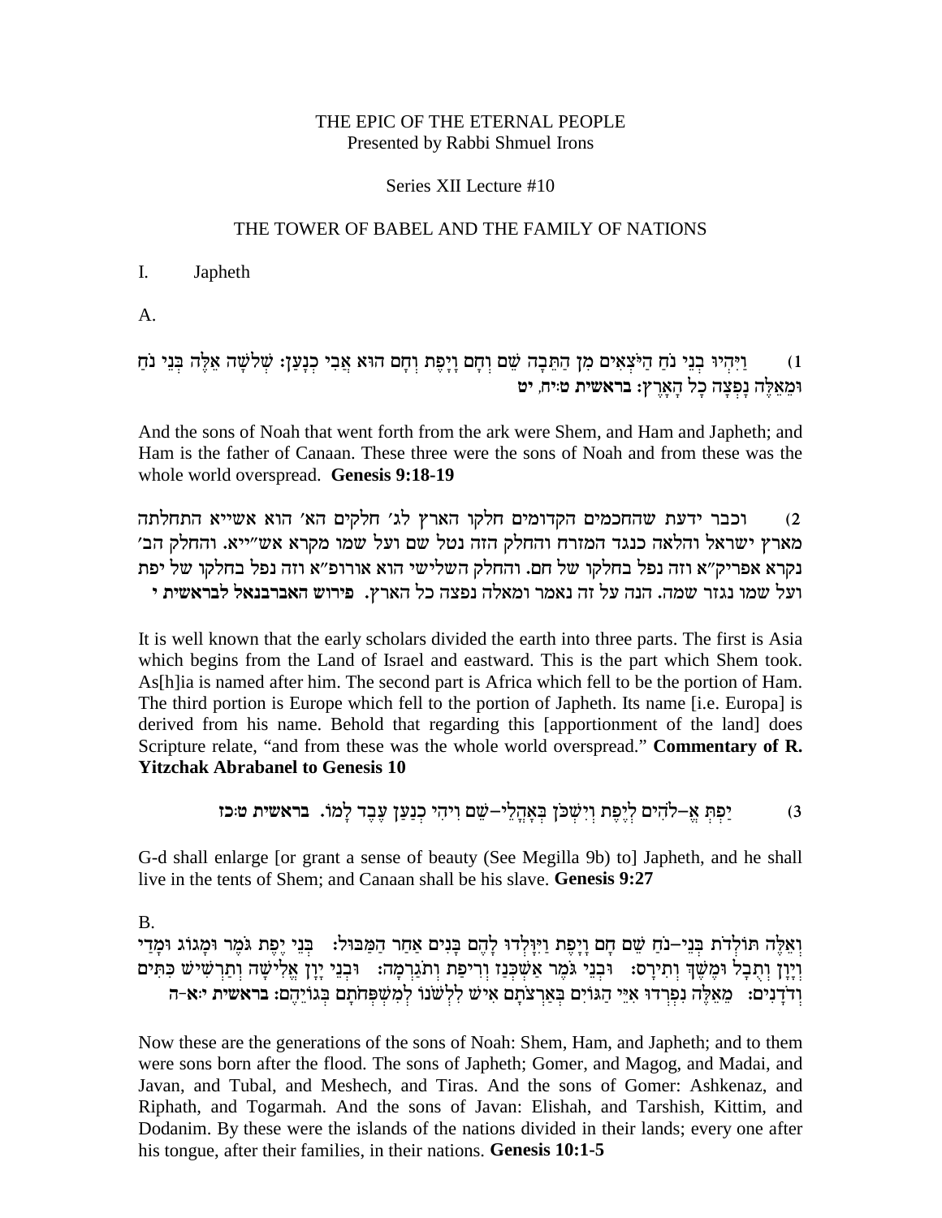THE EPIC OF THE ETERNAL PEOPLE
Presented by Rabbi Shmuel Irons

Series XII Lecture #10

THE TOWER OF BABEL AND THE FAMILY OF NATIONS

I. Japheth

A.

1) וַיִּהְיוּ בְנֵי נֹחַ הַיֹּצְאִים מִן הַתֵּבָה שֵׁם וְחָם וָיָפֶת וְחָם הוּא אֲבִי כְנָעַן: שְׁלֹשָׁה אֵלֶּה בְּנֵי נֹחַ וּמֵאֵלֶּה נָפְצָה כָל הָאָרֶץ: **בראשית ט:יח, יט**

And the sons of Noah that went forth from the ark were Shem, and Ham and Japheth; and Ham is the father of Canaan. These three were the sons of Noah and from these was the whole world overspread. **Genesis 9:18-19**

2) וכבר ידעת שהחכמים הקדומים חלקו הארץ לג׳ חלקים הא׳ הוא אשייא התחלתה מארץ ישראל והלאה כנגד המזרח והחלק הזה נטל שם ועל שמו מקרא אש״ייא. והחלק הב׳ נקרא אפריק״א וזה נפל בחלקו של חם. והחלק השלישי הוא אורופ״א וזה נפל בחלקו של יפת ועל שמו נגזר שמה. הנה על זה נאמר ומאלה נפצה כל הארץ. **פירוש האברבנאל לבראשית י**

It is well known that the early scholars divided the earth into three parts. The first is Asia which begins from the Land of Israel and eastward. This is the part which Shem took. As[h]ia is named after him. The second part is Africa which fell to be the portion of Ham. The third portion is Europe which fell to the portion of Japheth. Its name [i.e. Europa] is derived from his name. Behold that regarding this [apportionment of the land] does Scripture relate, "and from these was the whole world overspread." **Commentary of R. Yitzchak Abrabanel to Genesis 10**

3) יַפְתְּ אֱ–לֹהִים לְיֶפֶת וְיִשְׁכֹּן בְּאָהֳלֵי–שֵׁם וִיהִי כְנַעַן עֶבֶד לָמוֹ. **בראשית ט:כז**

G-d shall enlarge [or grant a sense of beauty (See Megilla 9b) to] Japheth, and he shall live in the tents of Shem; and Canaan shall be his slave. **Genesis 9:27**

B.

וְאֵלֶּה תּוֹלְדֹת בְּנֵי–נֹחַ שֵׁם חָם וָיָפֶת וַיִּוָּלְדוּ לָהֶם בָּנִים אַחַר הַמַּבּוּל: בְּנֵי יֶפֶת גֹּמֶר וּמָגוֹג וּמָדַי וְיָוָן וְתֻבָל וּמֶשֶׁךְ וְתִירָס: וּבְנֵי גֹּמֶר אַשְׁכְּנַז וְרִיפַת וְתֹגַרְמָה: וּבְנֵי יָוָן אֱלִישָׁה וְתַרְשִׁישׁ כִּתִּים וְדֹדָנִים: מֵאֵלֶּה נִפְרְדוּ אִיֵּי הַגּוֹיִם בְּאַרְצֹתָם אִישׁ לִלְשֹׁנוֹ לְמִשְׁפְּחֹתָם בְּגוֹיֵהֶם: **בראשית י:א-ה**

Now these are the generations of the sons of Noah: Shem, Ham, and Japheth; and to them were sons born after the flood. The sons of Japheth; Gomer, and Magog, and Madai, and Javan, and Tubal, and Meshech, and Tiras. And the sons of Gomer: Ashkenaz, and Riphath, and Togarmah. And the sons of Javan: Elishah, and Tarshish, Kittim, and Dodanim. By these were the islands of the nations divided in their lands; every one after his tongue, after their families, in their nations. **Genesis 10:1-5**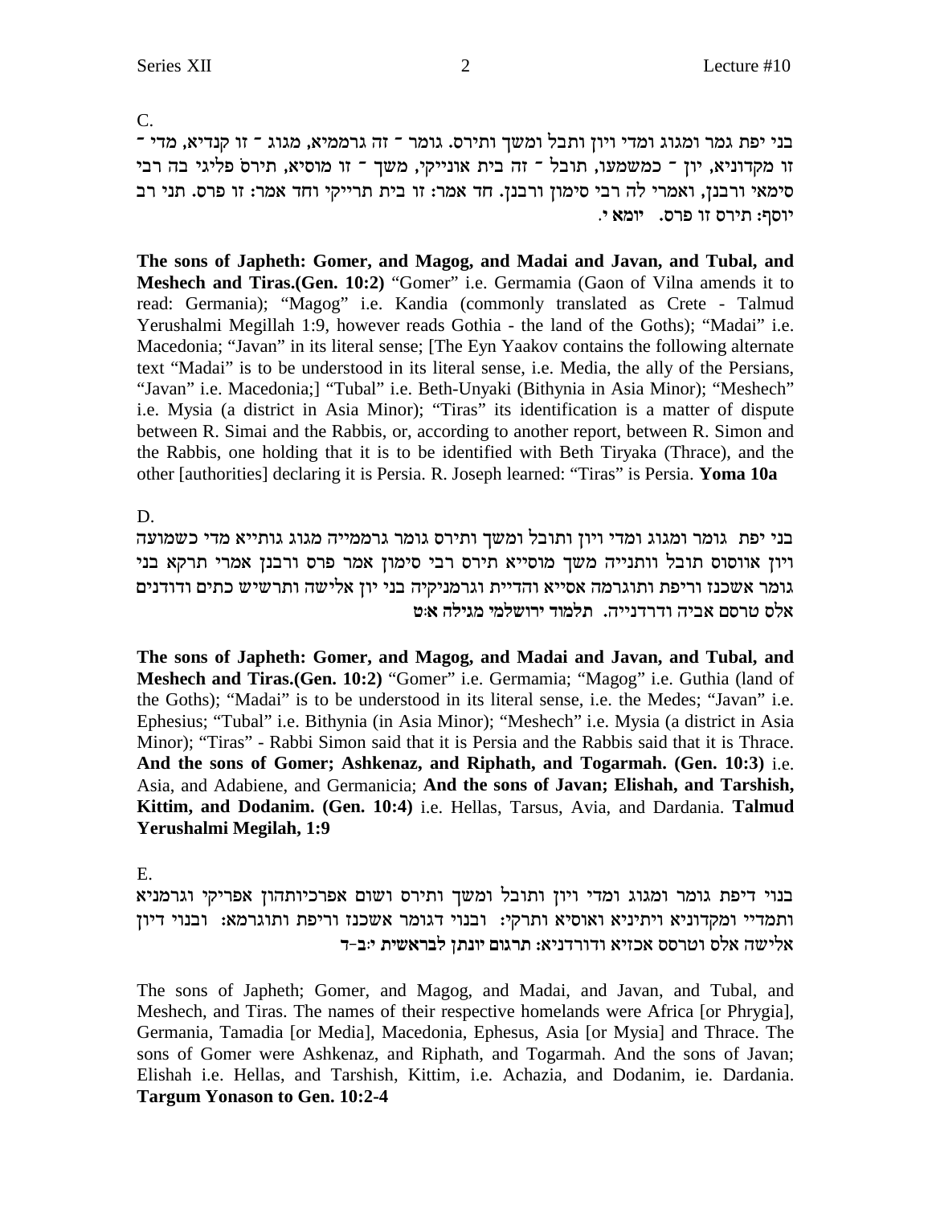C.

בני יפת גמר ומגוג ומדי ויון ותבל ומשך ותירס. גומר ־ זה גרממיא, מגוג ־ זו קנדיא, מדי ־ זו מקדוניא, יון ־ כמשמעו, תובל ־ זה בית אונייקי, משך ־ זו מוסיא, תירס פליגי בה רבי סימאי ורבנן, ואמרי לה רבי סימון ורבנן. חד אמר: זו בית תרייקי וחד אמר: זו פרס. תני רב יוסף: תירס זו פרס. **יומא י.**

**The sons of Japheth: Gomer, and Magog, and Madai and Javan, and Tubal, and Meshech and Tiras.(Gen. 10:2)** "Gomer" i.e. Germamia (Gaon of Vilna amends it to read: Germania); "Magog" i.e. Kandia (commonly translated as Crete - Talmud Yerushalmi Megillah 1:9, however reads Gothia - the land of the Goths); "Madai" i.e. Macedonia; "Javan" in its literal sense; [The Eyn Yaakov contains the following alternate text "Madai" is to be understood in its literal sense, i.e. Media, the ally of the Persians, "Javan" i.e. Macedonia;] "Tubal" i.e. Beth-Unyaki (Bithynia in Asia Minor); "Meshech" i.e. Mysia (a district in Asia Minor); "Tiras" its identification is a matter of dispute between R. Simai and the Rabbis, or, according to another report, between R. Simon and the Rabbis, one holding that it is to be identified with Beth Tiryaka (Thrace), and the other [authorities] declaring it is Persia. R. Joseph learned: "Tiras" is Persia. **Yoma 10a**

D.

בני יפת גומר ומגוג ומדי ויון ותובל ומשך ותירס גומר גרממייה מגוג גותייא מדי כשמועה ויון אווסוס תובל וותנייה משך מוסייא תירס רבי סימון אמר פרס ורבנן אמרי תרקא בני גומר אשכנז וריפת ותוגרמה אסייא והדיית וגרמניקיה בני יון אלישה ותרשיש כתים ודודנים אלס טרסם אביה ודרדנייה. **תלמוד ירושלמי מגילה א:ט**

**The sons of Japheth: Gomer, and Magog, and Madai and Javan, and Tubal, and Meshech and Tiras.(Gen. 10:2)** "Gomer" i.e. Germamia; "Magog" i.e. Guthia (land of the Goths); "Madai" is to be understood in its literal sense, i.e. the Medes; "Javan" i.e. Ephesius; "Tubal" i.e. Bithynia (in Asia Minor); "Meshech" i.e. Mysia (a district in Asia Minor); "Tiras" - Rabbi Simon said that it is Persia and the Rabbis said that it is Thrace. **And the sons of Gomer; Ashkenaz, and Riphath, and Togarmah. (Gen. 10:3)** i.e. Asia, and Adabiene, and Germanicia; **And the sons of Javan; Elishah, and Tarshish, Kittim, and Dodanim. (Gen. 10:4)** i.e. Hellas, Tarsus, Avia, and Dardania. **Talmud Yerushalmi Megilah, 1:9**

E.

בנוי דיפת גומר ומגוג ומדי ויון ותובל ומשך ותירס ושום אפרכיותהון אפריקי וגרמניא ותמדיי ומקדוניא ויתיניא ואוסיא ותרקי: ובנוי דגומר אשכנז וריפת ותוגרמא: ובנוי דיון אלישה אלס וטרסס אכזיא ודורדניא: **תרגום יונתן לבראשית י:ב-ד**

The sons of Japheth; Gomer, and Magog, and Madai, and Javan, and Tubal, and Meshech, and Tiras. The names of their respective homelands were Africa [or Phrygia], Germania, Tamadia [or Media], Macedonia, Ephesus, Asia [or Mysia] and Thrace. The sons of Gomer were Ashkenaz, and Riphath, and Togarmah. And the sons of Javan; Elishah i.e. Hellas, and Tarshish, Kittim, i.e. Achazia, and Dodanim, ie. Dardania. **Targum Yonason to Gen. 10:2-4**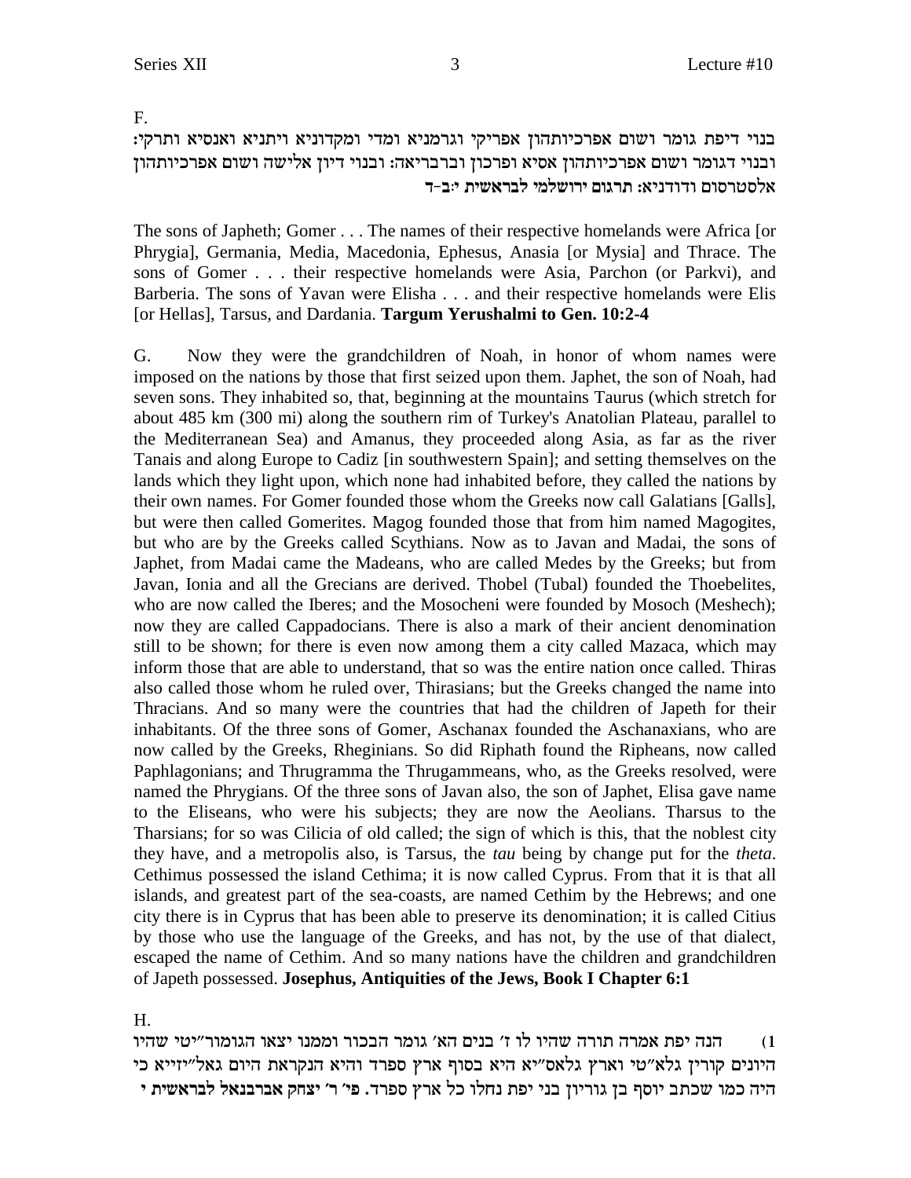F.

בנוי דיפת גומר ושום אפרכיותהון אפריקי וגרמניא ומדי ומקדוניא ויתניא ואנסיא ותרקי: ובנוי דגומר ושום אפרכיותהון אסיא ופרכון וברבריאה: ובנוי דיון אלישה ושום אפרכיותהון אלסטרסום ודודניא: **תרגום ירושלמי לבראשית י:ב-ד**

The sons of Japheth; Gomer . . . The names of their respective homelands were Africa [or Phrygia], Germania, Media, Macedonia, Ephesus, Anasia [or Mysia] and Thrace. The sons of Gomer . . . their respective homelands were Asia, Parchon (or Parkvi), and Barberia. The sons of Yavan were Elisha . . . and their respective homelands were Elis [or Hellas], Tarsus, and Dardania. **Targum Yerushalmi to Gen. 10:2-4**

G. Now they were the grandchildren of Noah, in honor of whom names were imposed on the nations by those that first seized upon them. Japhet, the son of Noah, had seven sons. They inhabited so, that, beginning at the mountains Taurus (which stretch for about 485 km (300 mi) along the southern rim of Turkey's Anatolian Plateau, parallel to the Mediterranean Sea) and Amanus, they proceeded along Asia, as far as the river Tanais and along Europe to Cadiz [in southwestern Spain]; and setting themselves on the lands which they light upon, which none had inhabited before, they called the nations by their own names. For Gomer founded those whom the Greeks now call Galatians [Galls], but were then called Gomerites. Magog founded those that from him named Magogites, but who are by the Greeks called Scythians. Now as to Javan and Madai, the sons of Japhet, from Madai came the Madeans, who are called Medes by the Greeks; but from Javan, Ionia and all the Grecians are derived. Thobel (Tubal) founded the Thoebelites, who are now called the Iberes; and the Mosocheni were founded by Mosoch (Meshech); now they are called Cappadocians. There is also a mark of their ancient denomination still to be shown; for there is even now among them a city called Mazaca, which may inform those that are able to understand, that so was the entire nation once called. Thiras also called those whom he ruled over, Thirasians; but the Greeks changed the name into Thracians. And so many were the countries that had the children of Japeth for their inhabitants. Of the three sons of Gomer, Aschanax founded the Aschanaxians, who are now called by the Greeks, Rheginians. So did Riphath found the Ripheans, now called Paphlagonians; and Thrugramma the Thrugammeans, who, as the Greeks resolved, were named the Phrygians. Of the three sons of Javan also, the son of Japhet, Elisa gave name to the Eliseans, who were his subjects; they are now the Aeolians. Tharsus to the Tharsians; for so was Cilicia of old called; the sign of which is this, that the noblest city they have, and a metropolis also, is Tarsus, the *tau* being by change put for the *theta*. Cethimus possessed the island Cethima; it is now called Cyprus. From that it is that all islands, and greatest part of the sea-coasts, are named Cethim by the Hebrews; and one city there is in Cyprus that has been able to preserve its denomination; it is called Citius by those who use the language of the Greeks, and has not, by the use of that dialect, escaped the name of Cethim. And so many nations have the children and grandchildren of Japeth possessed. **Josephus, Antiquities of the Jews, Book I Chapter 6:1**

H.

1) הנה יפת אמרה תורה שהיו לו ז' בנים הא' גומר הבכור וממנו יצאו הגומור"יטי שהיו היונים קורין גלא"טי וארץ גלאס"יא היא בסוף ארץ ספרד והיא הנקראת היום גאל"יזייא כי היה כמו שכתב יוסף בן גוריון בני יפת נחלו כל ארץ ספרד. **פי' ר' יצחק אברבנאל לבראשית י**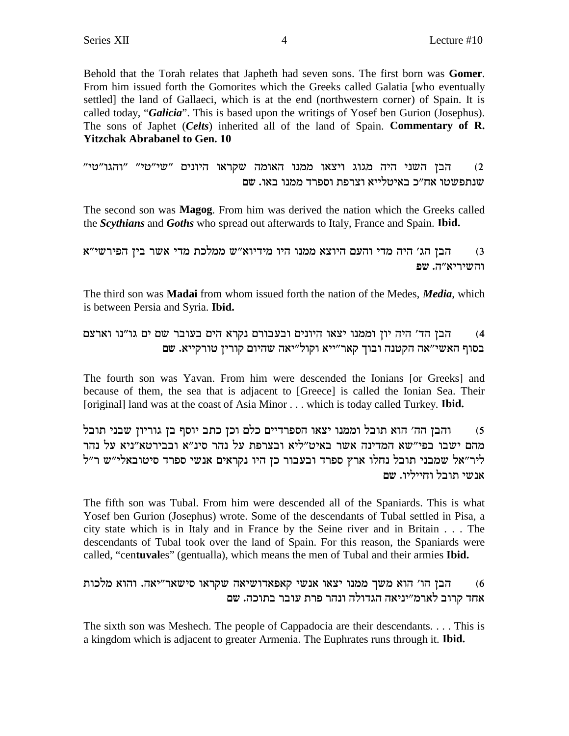Behold that the Torah relates that Japheth had seven sons. The first born was **Gomer**. From him issued forth the Gomorites which the Greeks called Galatia [who eventually settled] the land of Gallaeci, which is at the end (northwestern corner) of Spain. It is called today, "***Galicia***". This is based upon the writings of Yosef ben Gurion (Josephus). The sons of Japhet (***Celts***) inherited all of the land of Spain. **Commentary of R. Yitzchak Abrabanel to Gen. 10**

2) הבן השני היה מגוג ויצאו ממנו האומה שקראו היונים "שי"טי" "והגו"טי" שנתפשטו אח"כ באיטלייא וצרפת וספרד ממנו באו. שם

The second son was **Magog**. From him was derived the nation which the Greeks called the ***Scythians*** and ***Goths*** who spread out afterwards to Italy, France and Spain. **Ibid.**

3) הבן הג' היה מדי והעם היוצא ממנו היו מידיוא"ש ממלכת מדי אשר בין הפירשי"א והשיריא"ה. שפ

The third son was **Madai** from whom issued forth the nation of the Medes, ***Media***, which is between Persia and Syria. **Ibid.**

4) הבן הד' היה יון וממנו יצאו היונים ובעבורם נקרא הים בעובר שם ים גו"נו וארצם בסוף האשי"אה הקטנה ובוך קאר"ייא וקול"יאה שהיום קורין טורקייא. שם

The fourth son was Yavan. From him were descended the Ionians [or Greeks] and because of them, the sea that is adjacent to [Greece] is called the Ionian Sea. Their [original] land was at the coast of Asia Minor . . . which is today called Turkey. **Ibid.**

5) והבן הה' הוא תובל וממנו יצאו הספרדיים כלם וכן כתב יוסף בן גוריון שבני תובל מהם ישבו בפי"שא המדינה אשר באיט"ליא ובצרפת על נהר סינ"א ובבירטא"ניא על נהר ליר"אל שמבני תובל נחלו ארץ ספרד ובעבור כן היו נקראים אנשי ספרד סיטובאלי"ש ר"ל אנשי תובל וחייליו. שם

The fifth son was Tubal. From him were descended all of the Spaniards. This is what Yosef ben Gurion (Josephus) wrote. Some of the descendants of Tubal settled in Pisa, a city state which is in Italy and in France by the Seine river and in Britain . . . The descendants of Tubal took over the land of Spain. For this reason, the Spaniards were called, "cen**tuval**es" (gentualla), which means the men of Tubal and their armies **Ibid.**

6) הבן הו' הוא משך ממנו יצאו אנשי קאפאדושיאה שקראו סישאר"יאה. והוא מלכות אחד קרוב לארמ"ניאה הגדולה ונהר פרת עובר בתוכה. שם

The sixth son was Meshech. The people of Cappadocia are their descendants. . . . This is a kingdom which is adjacent to greater Armenia. The Euphrates runs through it. **Ibid.**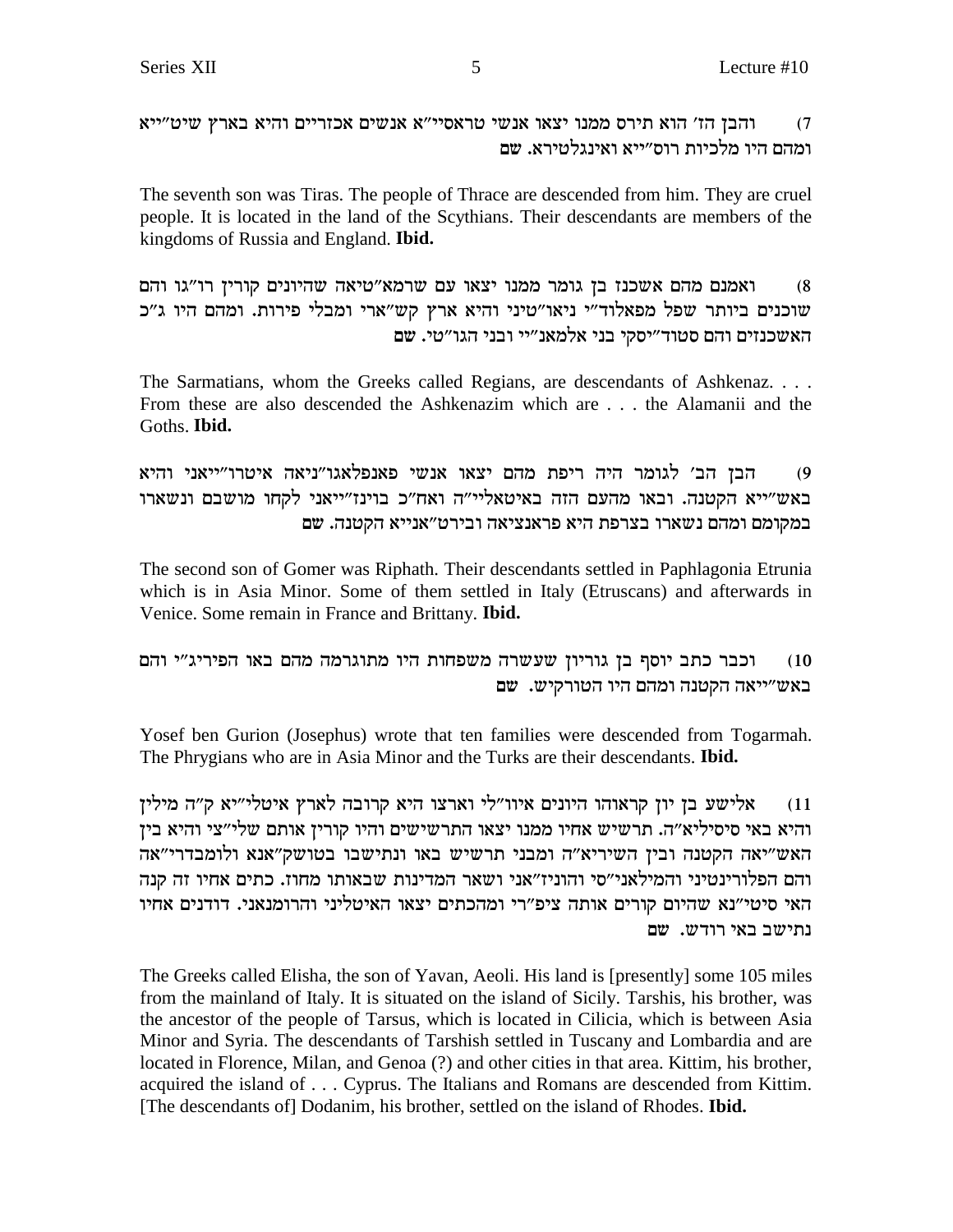7) והבן הז' הוא תירס ממנו יצאו אנשי טראסיי"א אנשים אכזריים והיא בארץ שיט"ייא ומהם היו מלכיות רוס"ייא ואינגלטירא. שם

The seventh son was Tiras. The people of Thrace are descended from him. They are cruel people. It is located in the land of the Scythians. Their descendants are members of the kingdoms of Russia and England. **Ibid.**

8) ואמנם מהם אשכנז בן גומר ממנו יצאו עם שרמא"טיאה שהיונים קורין רו"גו והם שוכנים ביותר שפל מפאלוד"י ניאו"טיני והיא ארץ קש"ארי ומבלי פירות. ומהם היו ג"כ האשכנזים והם סטוד"יסקי בני אלמאנ"יי ובני הגו"טי. שם

The Sarmatians, whom the Greeks called Regians, are descendants of Ashkenaz. . . . From these are also descended the Ashkenazim which are . . . the Alamanii and the Goths. **Ibid.**

9) הבן הב' לגומר היה ריפת מהם יצאו אנשי פאנפלאגו"ניאה איטרו"ייאני והיא באש"ייא הקטנה. ובאו מהעם הזה באיטאליי"ה ואח"כ בוינז"ייאני לקחו מושבם ונשארו במקומם ומהם נשארו בצרפת היא פראנציאה ובירט"אנייא הקטנה. שם

The second son of Gomer was Riphath. Their descendants settled in Paphlagonia Etrunia which is in Asia Minor. Some of them settled in Italy (Etruscans) and afterwards in Venice. Some remain in France and Brittany. **Ibid.**

10) וכבר כתב יוסף בן גוריון שעשרה משפחות היו מתוגרמה מהם באו הפיריג"י והם באש"ייאה הקטנה ומהם היו הטורקיש. שם

Yosef ben Gurion (Josephus) wrote that ten families were descended from Togarmah. The Phrygians who are in Asia Minor and the Turks are their descendants. **Ibid.**

11) אלישע בן יון קראוהו היונים איוו"לי וארצו היא קרובה לארץ איטלי"יא ק"ה מילין והיא באי סיסיליא"ה. תרשיש אחיו ממנו יצאו התרשישים והיו קורין אותם שלי"צי והיא בין האש"יאה הקטנה ובין השיריא"ה ומבני תרשיש באו ונתישבו בטושק"אנא ולומבדרי"אה והם הפלורינטיני והמילאני"סי והוניז"אני ושאר המדינות שבאותו מחוז. כתים אחיו זה קנה האי סיטי"נא שהיום קורים אותה ציפ"רי ומהכתים יצאו האיטליני והרומנאני. דודנים אחיו נתישב באי רודש. שם

The Greeks called Elisha, the son of Yavan, Aeoli. His land is [presently] some 105 miles from the mainland of Italy. It is situated on the island of Sicily. Tarshis, his brother, was the ancestor of the people of Tarsus, which is located in Cilicia, which is between Asia Minor and Syria. The descendants of Tarshish settled in Tuscany and Lombardia and are located in Florence, Milan, and Genoa (?) and other cities in that area. Kittim, his brother, acquired the island of . . . Cyprus. The Italians and Romans are descended from Kittim. [The descendants of] Dodanim, his brother, settled on the island of Rhodes. **Ibid.**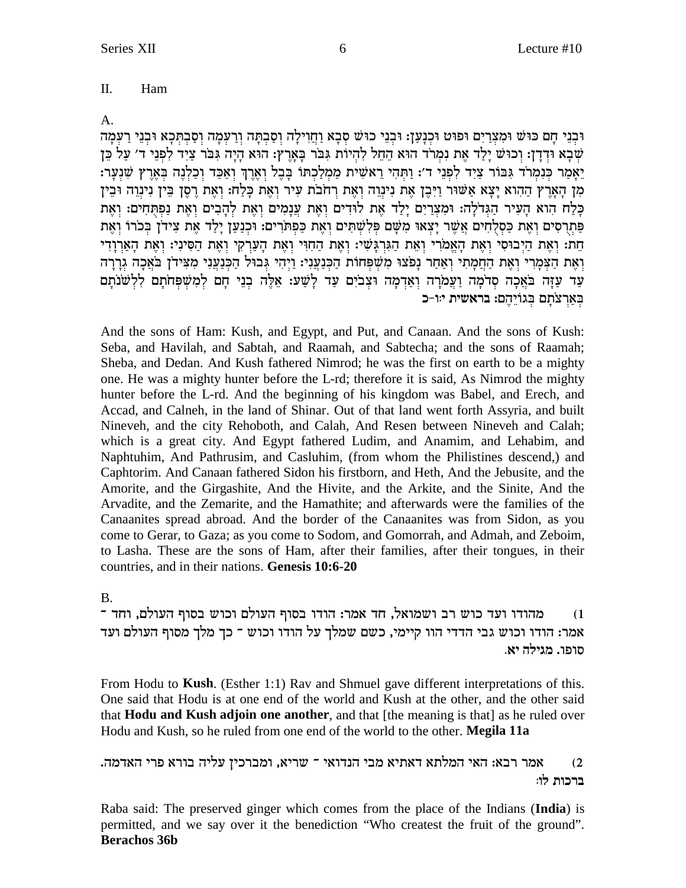II. Ham

A.

וּבְנֵי חָם כּוּשׁ וּמִצְרַיִם וּפוּט וּכְנָעַן: וּבְנֵי כוּשׁ סְבָא וַחֲוִילָה וְסַבְתָּה וְרַעְמָה וְסַבְתְּכָא וּבְנֵי רַעְמָה שְׁבָא וּדְדָן: וְכוּשׁ יָלַד אֶת נִמְרֹד הוּא הֵחֵל לִהְיוֹת גִּבֹּר בָּאָרֶץ: הוּא הָיָה גִבֹּר צַיִד לִפְנֵי ד׳ עַל כֵּן יֵאָמַר כְּנִמְרֹד גִּבּוֹר צַיִד לִפְנֵי ד׳: וַתְּהִי רֵאשִׁית מַמְלַכְתּוֹ בָּבֶל וְאֶרֶךְ וְאַכַּד וְכַלְנֵה בְּאֶרֶץ שִׁנְעָר: מִן הָאָרֶץ הַהִוא יָצָא אַשּׁוּר וַיִּבֶן אֶת נִינְוֵה וְאֶת רְחֹבֹת עִיר וְאֶת כָּלַח: וְאֶת רֶסֶן בֵּין נִינְוֵה וּבֵין כָּלַח הִוא הָעִיר הַגְּדֹלָה: וּמִצְרַיִם יָלַד אֶת לוּדִים וְאֶת עֲנָמִים וְאֶת לְהָבִים וְאֶת נַפְתֻּחִים: וְאֶת פַּתְרֻסִים וְאֶת כַּסְלֻחִים אֲשֶׁר יָצְאוּ מִשָּׁם פְּלִשְׁתִּים וְאֶת כַּפְתֹּרִים: וּכְנַעַן יָלַד אֶת צִידֹן בְּכֹרוֹ וְאֶת חֵת: וְאֶת הַיְבוּסִי וְאֶת הָאֱמֹרִי וְאֵת הַגִּרְגָּשִׁי: וְאֶת הַחִוִּי וְאֶת הָעַרְקִי וְאֶת הַסִּינִי: וְאֶת הָאַרְוָדִי וְאֶת הַצְּמָרִי וְאֶת הַחֲמָתִי וְאַחַר נָפֹצוּ מִשְׁפְּחוֹת הַכְּנַעֲנִי: וַיְהִי גְּבוּל הַכְּנַעֲנִי מִצִּידֹן בֹּאֲכָה גְרָרָה עַד עַזָּה בֹּאֲכָה סְדֹמָה וַעֲמֹרָה וְאַדְמָה וּצְבֹיִם עַד לָשַׁע: אֵלֶּה בְנֵי חָם לְמִשְׁפְּחֹתָם לִלְשֹׁנֹתָם בְּאַרְצֹתָם בְּגוֹיֵהֶם: **בראשית י:ו-כ**

And the sons of Ham: Kush, and Egypt, and Put, and Canaan. And the sons of Kush: Seba, and Havilah, and Sabtah, and Raamah, and Sabtecha; and the sons of Raamah; Sheba, and Dedan. And Kush fathered Nimrod; he was the first on earth to be a mighty one. He was a mighty hunter before the L-rd; therefore it is said, As Nimrod the mighty hunter before the L-rd. And the beginning of his kingdom was Babel, and Erech, and Accad, and Calneh, in the land of Shinar. Out of that land went forth Assyria, and built Nineveh, and the city Rehoboth, and Calah, And Resen between Nineveh and Calah; which is a great city. And Egypt fathered Ludim, and Anamim, and Lehabim, and Naphtuhim, And Pathrusim, and Casluhim, (from whom the Philistines descend,) and Caphtorim. And Canaan fathered Sidon his firstborn, and Heth, And the Jebusite, and the Amorite, and the Girgashite, And the Hivite, and the Arkite, and the Sinite, And the Arvadite, and the Zemarite, and the Hamathite; and afterwards were the families of the Canaanites spread abroad. And the border of the Canaanites was from Sidon, as you come to Gerar, to Gaza; as you come to Sodom, and Gomorrah, and Admah, and Zeboim, to Lasha. These are the sons of Ham, after their families, after their tongues, in their countries, and in their nations. **Genesis 10:6-20**

B.

1) מהודו ועד כוש רב ושמואל, חד אמר: הודו בסוף העולם וכוש בסוף העולם, וחד - אמר: הודו וכוש גבי הדדי הוו קיימי, כשם שמלך על הודו וכוש - כך מלך מסוף העולם ועד סופו. **מגילה יא.**

From Hodu to **Kush**. (Esther 1:1) Rav and Shmuel gave different interpretations of this. One said that Hodu is at one end of the world and Kush at the other, and the other said that **Hodu and Kush adjoin one another**, and that [the meaning is that] as he ruled over Hodu and Kush, so he ruled from one end of the world to the other. **Megila 11a**

2) אמר רבא: האי המלתא דאתיא מבי הנדואי - שריא, ומברכין עליה בורא פרי האדמה. **ברכות לו:**

Raba said: The preserved ginger which comes from the place of the Indians (**India**) is permitted, and we say over it the benediction "Who createst the fruit of the ground". **Berachos 36b**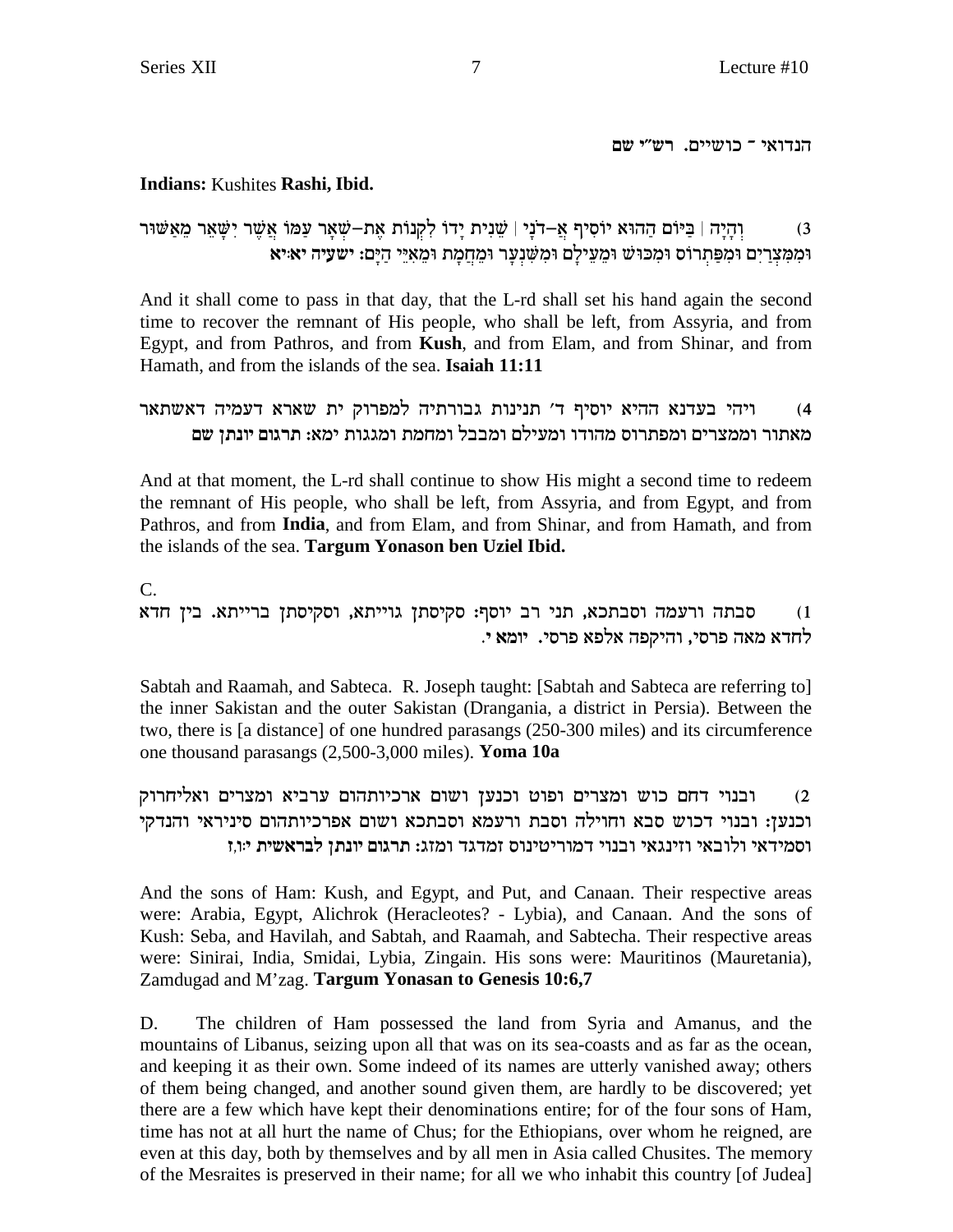הנדואי ־ כושיים. רש״י שם

**Indians:** Kushites **Rashi, Ibid.**

3) וְהָיָה | בַּיּוֹם הַהוּא יוֹסִיף אֲ–דֹנָי | שֵׁנִית יָדוֹ לִקְנוֹת אֶת–שְׁאָר עַמּוֹ אֲשֶׁר יִשָּׁאֵר מֵאַשּׁוּר וּמִמִּצְרַיִם וּמִפַּתְרוֹס וּמִכּוּשׁ וּמֵעֵילָם וּמִשִּׁנְעָר וּמֵחֲמָת וּמֵאִיֵּי הַיָּם: **ישעיה יא:יא**

And it shall come to pass in that day, that the L-rd shall set his hand again the second time to recover the remnant of His people, who shall be left, from Assyria, and from Egypt, and from Pathros, and from **Kush**, and from Elam, and from Shinar, and from Hamath, and from the islands of the sea. **Isaiah 11:11**

4) ויהי בעדנא ההיא יוסיף ד׳ תנינות גבורתיה למפרוק ית שארא דעמיה דאשתאר מאתור וממצרים ומפתרוס מהודו ומעילם ומבבל ומחמת ומגגות ימא: **תרגום יונתן שם**

And at that moment, the L-rd shall continue to show His might a second time to redeem the remnant of His people, who shall be left, from Assyria, and from Egypt, and from Pathros, and from **India**, and from Elam, and from Shinar, and from Hamath, and from the islands of the sea. **Targum Yonason ben Uziel Ibid.**

C.

1) סבתה ורעמה וסבתכא, תני רב יוסף: סקיסתן גוייתא, וסקיסתן ברייתא. בין חדא לחדא מאה פרסי, והיקפה אלפא פרסי. **יומא י.**

Sabtah and Raamah, and Sabteca. R. Joseph taught: [Sabtah and Sabteca are referring to] the inner Sakistan and the outer Sakistan (Drangania, a district in Persia). Between the two, there is [a distance] of one hundred parasangs (250-300 miles) and its circumference one thousand parasangs (2,500-3,000 miles). **Yoma 10a**

2) ובנוי דחם כוש ומצרים ופוט וכנען ושום ארכיותהום ערביא ומצרים ואליחרוק וכנען: ובנוי דכוש סבא וחוילה וסבת ורעמא וסבתכא ושום אפרכיותהום סיניראי והנדקי וסמידאי ולובאי וזינגאי ובנוי דמוריטינוס זמדגד ומזג: **תרגום יונתן לבראשית י:ו,ז**

And the sons of Ham: Kush, and Egypt, and Put, and Canaan. Their respective areas were: Arabia, Egypt, Alichrok (Heracleotes? - Lybia), and Canaan. And the sons of Kush: Seba, and Havilah, and Sabtah, and Raamah, and Sabtecha. Their respective areas were: Sinirai, India, Smidai, Lybia, Zingain. His sons were: Mauritinos (Mauretania), Zamdugad and M'zag. **Targum Yonasan to Genesis 10:6,7**

D. The children of Ham possessed the land from Syria and Amanus, and the mountains of Libanus, seizing upon all that was on its sea-coasts and as far as the ocean, and keeping it as their own. Some indeed of its names are utterly vanished away; others of them being changed, and another sound given them, are hardly to be discovered; yet there are a few which have kept their denominations entire; for of the four sons of Ham, time has not at all hurt the name of Chus; for the Ethiopians, over whom he reigned, are even at this day, both by themselves and by all men in Asia called Chusites. The memory of the Mesraites is preserved in their name; for all we who inhabit this country [of Judea]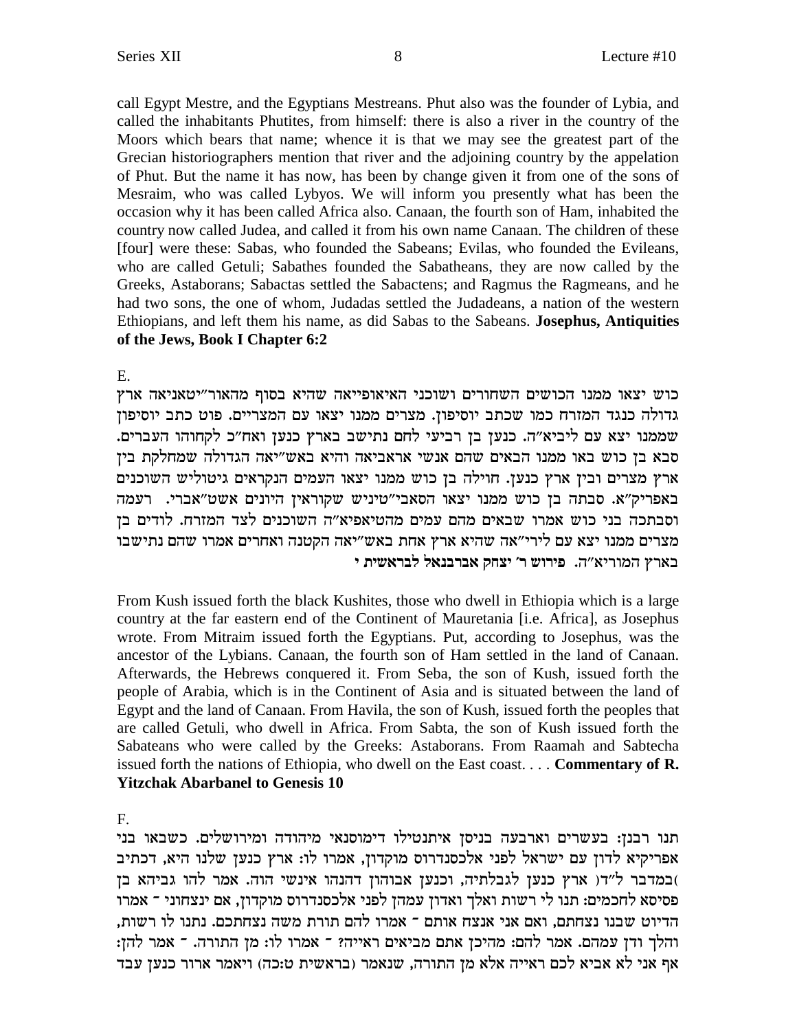call Egypt Mestre, and the Egyptians Mestreans. Phut also was the founder of Lybia, and called the inhabitants Phutites, from himself: there is also a river in the country of the Moors which bears that name; whence it is that we may see the greatest part of the Grecian historiographers mention that river and the adjoining country by the appelation of Phut. But the name it has now, has been by change given it from one of the sons of Mesraim, who was called Lybyos. We will inform you presently what has been the occasion why it has been called Africa also. Canaan, the fourth son of Ham, inhabited the country now called Judea, and called it from his own name Canaan. The children of these [four] were these: Sabas, who founded the Sabeans; Evilas, who founded the Evileans, who are called Getuli; Sabathes founded the Sabatheans, they are now called by the Greeks, Astaborans; Sabactas settled the Sabactens; and Ragmus the Ragmeans, and he had two sons, the one of whom, Judadas settled the Judadeans, a nation of the western Ethiopians, and left them his name, as did Sabas to the Sabeans. **Josephus, Antiquities of the Jews, Book I Chapter 6:2**

E.

כוש יצאו ממנו הכושים השחורים ושוכני האיאופייאה שהיא בסוף מהאור"יטאניאה ארץ גדולה כנגד המזרח כמו שכתב יוסיפון. מצרים ממנו יצאו עם המצריים. פוט כתב יוסיפון שממנו יצא עם ליביא"ה. כנען בן רביעי לחם נתישב בארץ כנען ואח"כ לקחוהו העברים. סבא בן כוש באו ממנו הבאים שהם אנשי אראביאה והיא באש"יאה הגדולה שמחלקת בין ארץ מצרים ובין ארץ כנען. חוילה בן כוש ממנו יצאו העמים הנקראים גיטוליש השוכנים באפריק"א. סבתה בן כוש ממנו יצאו הסאבי"טיניש שקוראין היונים אשט"אברי. רעמה וסבתכה בני כוש אמרו שבאים מהם עמים מהטיאפיא"ה השוכנים לצד המזרח. לודים בן מצרים ממנו יצא עם לירי"אה שהיא ארץ אחת באש"יאה הקטנה ואחרים אמרו שהם נתישבו בארץ המוריא"ה. **פירוש ר' יצחק אברבנאל לבראשית י**

From Kush issued forth the black Kushites, those who dwell in Ethiopia which is a large country at the far eastern end of the Continent of Mauretania [i.e. Africa], as Josephus wrote. From Mitraim issued forth the Egyptians. Put, according to Josephus, was the ancestor of the Lybians. Canaan, the fourth son of Ham settled in the land of Canaan. Afterwards, the Hebrews conquered it. From Seba, the son of Kush, issued forth the people of Arabia, which is in the Continent of Asia and is situated between the land of Egypt and the land of Canaan. From Havila, the son of Kush, issued forth the peoples that are called Getuli, who dwell in Africa. From Sabta, the son of Kush issued forth the Sabateans who were called by the Greeks: Astaborans. From Raamah and Sabtecha issued forth the nations of Ethiopia, who dwell on the East coast. . . . **Commentary of R. Yitzchak Abarbanel to Genesis 10**

F.

תנו רבנן: בעשרים וארבעה בניסן איתנטילו דימוסנאי מיהודה ומירושלים. כשבאו בני אפריקיא לדון עם ישראל לפני אלכסנדרוס מוקדון, אמרו לו: ארץ כנען שלנו היא, דכתיב (במדבר ל"ד) ארץ כנען לגבלתיה, וכנען אבוהון דהנהו אינשי הוה. אמר להו גביהא בן פסיסא לחכמים: תנו לי רשות ואלך ואדון עמהן לפני אלכסנדרוס מוקדון, אם ינצחוני - אמרו הדיוט שבנו נצחתם, ואם אני אנצח אותם - אמרו להם תורת משה נצחתכם. נתנו לו רשות, והלך ודן עמהם. אמר להם: מהיכן אתם מביאים ראייה? - אמרו לו: מן התורה. - אמר להן: אף אני לא אביא לכם ראייה אלא מן התורה, שנאמר (בראשית ט:כה) ויאמר ארור כנען עבד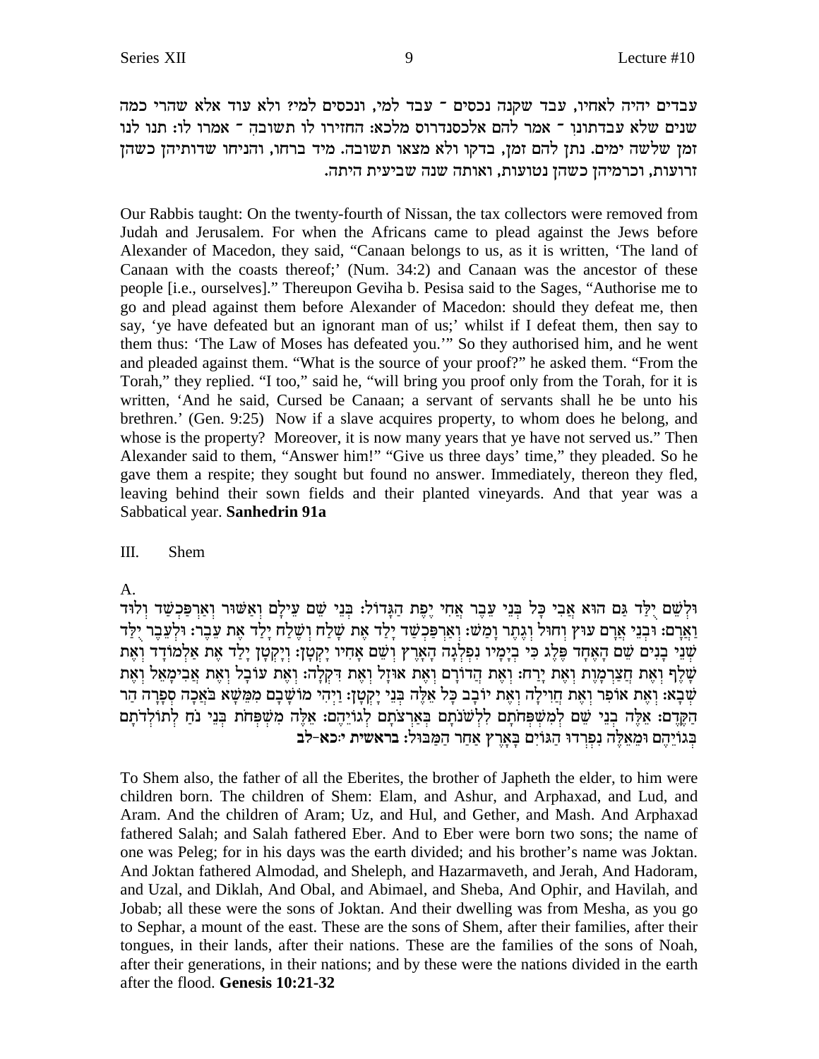עבדים יהיה לאחיו, עבד שקנה נכסים - עבד למי, ונכסים למי? ולא עוד אלא שהרי כמה שנים שלא עבדתונו - אמר להם אלכסנדרוס מלכא: החזירו לו תשובה - אמרו לו: תנו לנו זמן שלשה ימים. נתן להם זמן, בדקו ולא מצאו תשובה. מיד ברחו, והניחו שדותיהן כשהן זרועות, וכרמיהן כשהן נטועות, ואותה שנה שביעית היתה.

Our Rabbis taught: On the twenty-fourth of Nissan, the tax collectors were removed from Judah and Jerusalem. For when the Africans came to plead against the Jews before Alexander of Macedon, they said, "Canaan belongs to us, as it is written, 'The land of Canaan with the coasts thereof;' (Num. 34:2) and Canaan was the ancestor of these people [i.e., ourselves]." Thereupon Geviha b. Pesisa said to the Sages, "Authorise me to go and plead against them before Alexander of Macedon: should they defeat me, then say, 'ye have defeated but an ignorant man of us;' whilst if I defeat them, then say to them thus: 'The Law of Moses has defeated you.'" So they authorised him, and he went and pleaded against them. "What is the source of your proof?" he asked them. "From the Torah," they replied. "I too," said he, "will bring you proof only from the Torah, for it is written, 'And he said, Cursed be Canaan; a servant of servants shall he be unto his brethren.' (Gen. 9:25) Now if a slave acquires property, to whom does he belong, and whose is the property? Moreover, it is now many years that ye have not served us." Then Alexander said to them, "Answer him!" "Give us three days' time," they pleaded. So he gave them a respite; they sought but found no answer. Immediately, thereon they fled, leaving behind their sown fields and their planted vineyards. And that year was a Sabbatical year. **Sanhedrin 91a**

III. Shem

A.

וּלְשֵׁם יֻלַּד גַּם הוּא אֲבִי כָּל בְּנֵי עֵבֶר אֲחִי יֶפֶת הַגָּדוֹל: בְּנֵי שֵׁם עֵילָם וְאַשּׁוּר וְאַרְפַּכְשַׁד וְלוּד וַאֲרָם: וּבְנֵי אֲרָם עוּץ וְחוּל וְגֶתֶר וָמַשׁ: וְאַרְפַּכְשַׁד יָלַד אֶת שָׁלַח וְשֶׁלַח יָלַד אֶת עֵבֶר: וּלְעֵבֶר יֻלַּד שְׁנֵי בָנִים שֵׁם הָאֶחָד פֶּלֶג כִּי בְיָמָיו נִפְלְגָה הָאָרֶץ וְשֵׁם אָחִיו יָקְטָן: וְיָקְטָן יָלַד אֶת אַלְמוֹדָד וְאֶת שָׁלֶף וְאֶת חֲצַרְמָוֶת וְאֶת יָרַח: וְאֶת הֲדוֹרָם וְאֶת אוּזָל וְאֶת דִּקְלָה: וְאֶת עוֹבָל וְאֶת אֲבִימָאֵל וְאֶת שְׁבָא: וְאֶת אוֹפִר וְאֶת חֲוִילָה וְאֶת יוֹבָב כָּל אֵלֶּה בְּנֵי יָקְטָן: וַיְהִי מוֹשָׁבָם מִמֵּשָׁא בֹּאֲכָה סְפָרָה הַר הַקֶּדֶם: אֵלֶּה בְנֵי שֵׁם לְמִשְׁפְּחֹתָם לִלְשֹׁנֹתָם בְּאַרְצֹתָם לְגוֹיֵהֶם: אֵלֶּה מִשְׁפְּחֹת בְּנֵי נֹחַ לְתוֹלְדֹתָם בְּגוֹיֵהֶם וּמֵאֵלֶּה נִפְרְדוּ הַגּוֹיִם בָּאָרֶץ אַחַר הַמַּבּוּל: **בראשית י:כא-לב**

To Shem also, the father of all the Eberites, the brother of Japheth the elder, to him were children born. The children of Shem: Elam, and Ashur, and Arphaxad, and Lud, and Aram. And the children of Aram; Uz, and Hul, and Gether, and Mash. And Arphaxad fathered Salah; and Salah fathered Eber. And to Eber were born two sons; the name of one was Peleg; for in his days was the earth divided; and his brother's name was Joktan. And Joktan fathered Almodad, and Sheleph, and Hazarmaveth, and Jerah, And Hadoram, and Uzal, and Diklah, And Obal, and Abimael, and Sheba, And Ophir, and Havilah, and Jobab; all these were the sons of Joktan. And their dwelling was from Mesha, as you go to Sephar, a mount of the east. These are the sons of Shem, after their families, after their tongues, in their lands, after their nations. These are the families of the sons of Noah, after their generations, in their nations; and by these were the nations divided in the earth after the flood. **Genesis 10:21-32**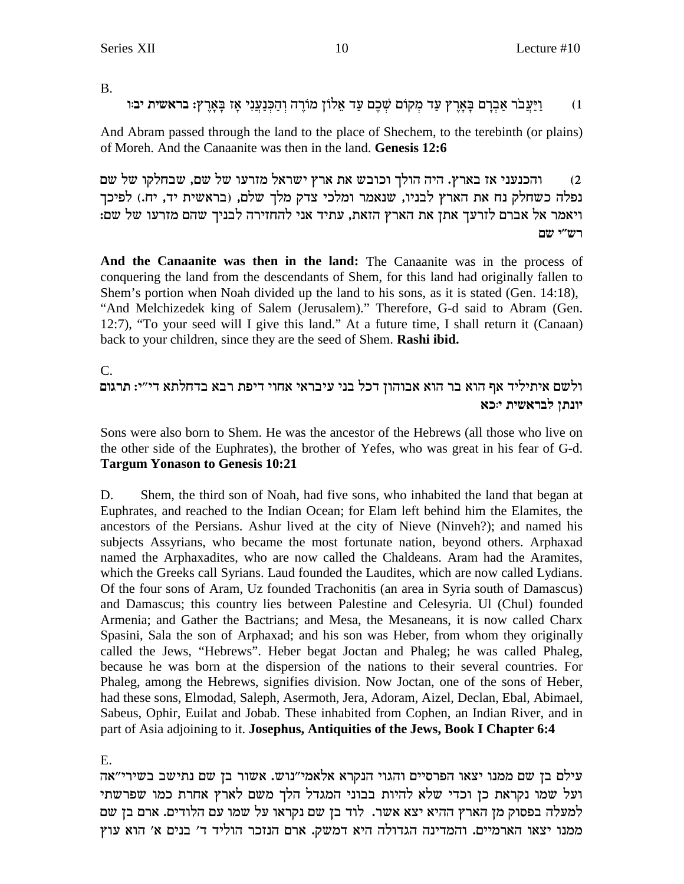B.

1) וַיַּעֲבֹר אַבְרָם בָּאָרֶץ עַד מְקוֹם שְׁכֶם עַד אֵלוֹן מוֹרֶה וְהַכְּנַעֲנִי אָז בָּאָרֶץ: **בראשית יב:ו**

And Abram passed through the land to the place of Shechem, to the terebinth (or plains) of Moreh. And the Canaanite was then in the land. **Genesis 12:6**

2) והכנעני אז בארץ. היה הולך וכובש את ארץ ישראל מזרעו של שם, שבחלקו של שם נפלה כשחלק נח את הארץ לבניו, שנאמר ומלכי צדק מלך שלם, (בראשית יד, יח.) לפיכך ויאמר אל אברם לזרעך אתן את הארץ הזאת, עתיד אני להחזירה לבניך שהם מזרעו של שם: **רש"י שם**

**And the Canaanite was then in the land:** The Canaanite was in the process of conquering the land from the descendants of Shem, for this land had originally fallen to Shem's portion when Noah divided up the land to his sons, as it is stated (Gen. 14:18), "And Melchizedek king of Salem (Jerusalem)." Therefore, G-d said to Abram (Gen. 12:7), "To your seed will I give this land." At a future time, I shall return it (Canaan) back to your children, since they are the seed of Shem. **Rashi ibid.**

C.

ולשם איתיליד אף הוא בר הוא אבוהון דכל בני עיבראי אחוי דיפת רבא בדחלתא דיי"י: **תרגום יונתן לבראשית י:כא**

Sons were also born to Shem. He was the ancestor of the Hebrews (all those who live on the other side of the Euphrates), the brother of Yefes, who was great in his fear of G-d. **Targum Yonason to Genesis 10:21**

D. Shem, the third son of Noah, had five sons, who inhabited the land that began at Euphrates, and reached to the Indian Ocean; for Elam left behind him the Elamites, the ancestors of the Persians. Ashur lived at the city of Nieve (Ninveh?); and named his subjects Assyrians, who became the most fortunate nation, beyond others. Arphaxad named the Arphaxadites, who are now called the Chaldeans. Aram had the Aramites, which the Greeks call Syrians. Laud founded the Laudites, which are now called Lydians. Of the four sons of Aram, Uz founded Trachonitis (an area in Syria south of Damascus) and Damascus; this country lies between Palestine and Celesyria. Ul (Chul) founded Armenia; and Gather the Bactrians; and Mesa, the Mesaneans, it is now called Charx Spasini, Sala the son of Arphaxad; and his son was Heber, from whom they originally called the Jews, "Hebrews". Heber begat Joctan and Phaleg; he was called Phaleg, because he was born at the dispersion of the nations to their several countries. For Phaleg, among the Hebrews, signifies division. Now Joctan, one of the sons of Heber, had these sons, Elmodad, Saleph, Asermoth, Jera, Adoram, Aizel, Declan, Ebal, Abimael, Sabeus, Ophir, Euilat and Jobab. These inhabited from Cophen, an Indian River, and in part of Asia adjoining to it. **Josephus, Antiquities of the Jews, Book I Chapter 6:4**

E.

עילם בן שם ממנו יצאו הפרסיים והגוי הנקרא אלאמי"נוש. אשור בן שם נתישב בשירי"אה ועל שמו נקראת כן וכדי שלא להיות בבוני המגדל הלך משם לארץ אחרת כמו שפרשתי למעלה בפסוק מן הארץ ההיא יצא אשר. לוד בן שם נקראו על שמו עם הלודים. ארם בן שם ממנו יצאו הארמיים. והמדינה הגדולה היא דמשק. ארם הנזכר הוליד ד' בנים א' הוא עוץ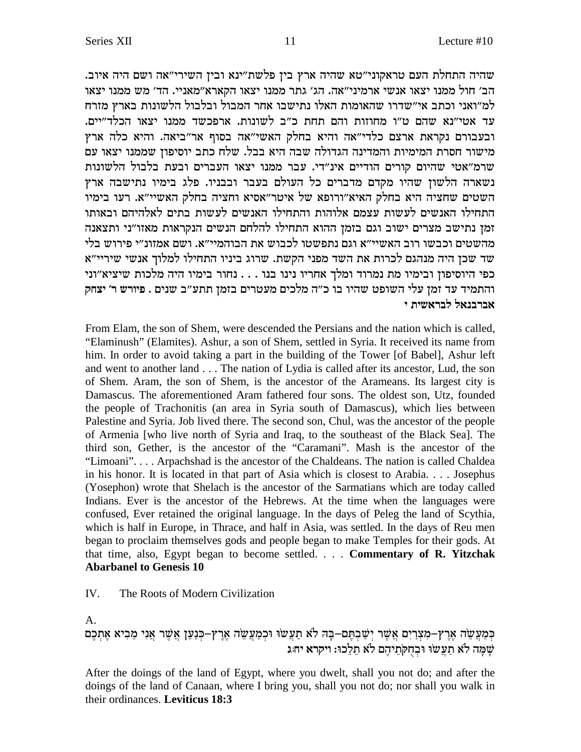שהיה התחלת העם טראקוני״טא שהיה ארץ בין פלשת״ינא ובין השירי״אה ושם היה איוב. הב׳ חול ממנו יצאו אנשי ארמיני״אה. הג׳ גתר ממנו יצאו הקארא״מאניי. הד׳ מש ממנו יצאו למ״ואני וכתב אי״שדרו שהאומות האלו נתישבו אחר המבול ובלבול הלשונות בארץ מזרח עד אטי״נא שהם ט״ו מחוזות והם תחת כ״ב לשונות. ארפכשד ממנו יצאו הכלד״יים. ובעבורם נקראת ארצם כלדי״אה והיא בחלק האשי״אה בסוף אר״ביאה. והיא כלה ארץ מישור חסרת המימיות והמדינה הגדולה שבה היא בבל. שלח כתב יוסיפון שממנו יצאו עם שרמ״אטי שהיום קורים הודיים אינ״די. עבר ממנו יצאו העברים ובעת בלבול הלשונות נשארה הלשון שהיו מקדם מדברים כל העולם בעבר ובבניו. פלג בימיו נתישבה ארץ השטים שחציה היא בחלק האיא״ורופא של איטר״אסיא וחציה בחלק האשיי״א. רעו בימיו התחילו האנשים לעשות עצמם אלוהות והתחילו האנשים לעשות בתים לאלהיהם ובאותו זמן נתישב מצרים ישוב וגם בזמן ההוא התחילו להלחם הנשים הנקראות מאזו״ני ותצאנה מהשטים וכבשו רוב האשיי״א וגם נתפשטו לכבוש את הבוהמיי״א. ושם אמזונ״י פירוש בלי שד שכן היה מנהגם לכרות את השד מפני הקשת. שרוג ביניו התחילו למלוך אנשי שיריי״א כפי היוסיפון ובימיו מת נמרוד ומלך אחריו נינו בנו . . . נחור בימיו היה מלכות שיציא״וני והתמיד עד זמן עלי השופט שהיו בו כ״ה מלכים מעטרים בזמן תתע״ב שנים . **פירוש ר׳ יצחק אברבנאל לבראשית י**

From Elam, the son of Shem, were descended the Persians and the nation which is called, "Elaminush" (Elamites). Ashur, a son of Shem, settled in Syria. It received its name from him. In order to avoid taking a part in the building of the Tower [of Babel], Ashur left and went to another land . . . The nation of Lydia is called after its ancestor, Lud, the son of Shem. Aram, the son of Shem, is the ancestor of the Arameans. Its largest city is Damascus. The aforementioned Aram fathered four sons. The oldest son, Utz, founded the people of Trachonitis (an area in Syria south of Damascus), which lies between Palestine and Syria. Job lived there. The second son, Chul, was the ancestor of the people of Armenia [who live north of Syria and Iraq, to the southeast of the Black Sea]. The third son, Gether, is the ancestor of the "Caramani". Mash is the ancestor of the "Limoani". . . . Arpachshad is the ancestor of the Chaldeans. The nation is called Chaldea in his honor. It is located in that part of Asia which is closest to Arabia. . . . Josephus (Yosephon) wrote that Shelach is the ancestor of the Sarmatians which are today called Indians. Ever is the ancestor of the Hebrews. At the time when the languages were confused, Ever retained the original language. In the days of Peleg the land of Scythia, which is half in Europe, in Thrace, and half in Asia, was settled. In the days of Reu men began to proclaim themselves gods and people began to make Temples for their gods. At that time, also, Egypt began to become settled. . . . **Commentary of R. Yitzchak Abarbanel to Genesis 10**

## IV. The Roots of Modern Civilization

A.

כְּמַעֲשֵׂה אֶרֶץ-מִצְרַיִם אֲשֶׁר יְשַׁבְתֶּם-בָּהּ לֹא תַעֲשׂוּ וּכְמַעֲשֵׂה אֶרֶץ-כְּנַעַן אֲשֶׁר אֲנִי מֵבִיא אֶתְכֶם שָׁמָּה לֹא תַעֲשׂוּ וּבְחֻקֹּתֵיהֶם לֹא תֵלֵכוּ: **ויקרא יח:ג**

After the doings of the land of Egypt, where you dwelt, shall you not do; and after the doings of the land of Canaan, where I bring you, shall you not do; nor shall you walk in their ordinances. **Leviticus 18:3**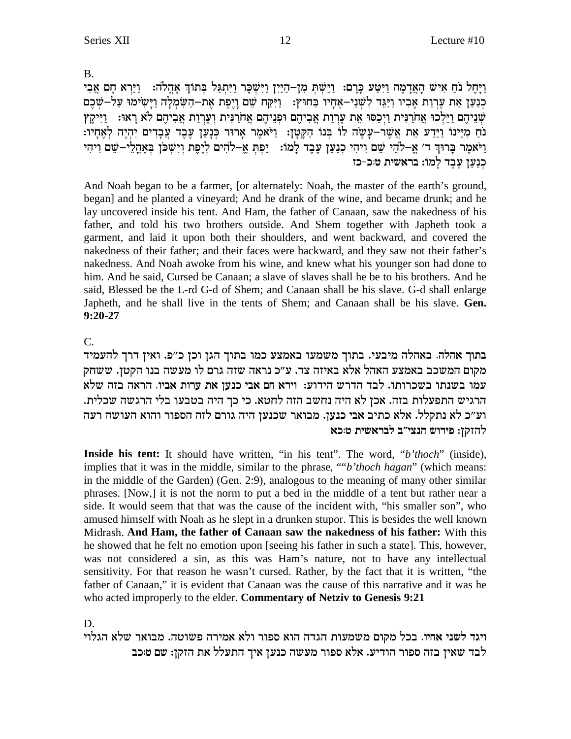B.

וַיָּחֶל נֹחַ אִישׁ הָאֲדָמָה וַיִּטַּע כָּרֶם: וַיֵּשְׁתְּ מִן–הַיַּיִן וַיִּשְׁכָּר וַיִּתְגַּל בְּתוֹךְ אָהֳלֹה: וַיַּרְא חָם אֲבִי כְנַעַן אֵת עֶרְוַת אָבִיו וַיַּגֵּד לִשְׁנֵי–אֶחָיו בַּחוּץ: וַיִּקַּח שֵׁם וָיֶפֶת אֶת–הַשִּׂמְלָה וַיָּשִׂימוּ עַל–שְׁכֶם שְׁנֵיהֶם וַיֵּלְכוּ אֲחֹרַנִּית וַיְכַסּוּ אֵת עֶרְוַת אֲבִיהֶם וּפְנֵיהֶם אֲחֹרַנִּית וְעֶרְוַת אֲבִיהֶם לֹא רָאוּ: וַיִּיקֶץ נֹחַ מִיֵּינוֹ וַיֵּדַע אֵת אֲשֶׁר–עָשָׂה לוֹ בְּנוֹ הַקָּטָן: וַיֹּאמֶר אָרוּר כְּנָעַן עֶבֶד עֲבָדִים יִהְיֶה לְאֶחָיו: וַיֹּאמֶר בָּרוּךְ ד׳ אֱ–לֹהֵי שֵׁם וִיהִי כְנַעַן עֶבֶד לָמוֹ: יַפְתְּ אֱ–לֹהִים לְיֶפֶת וְיִשְׁכֹּן בְּאָהֳלֵי–שֵׁם וִיהִי כְנַעַן עֶבֶד לָמוֹ: **בראשית ט:כ-כז**

And Noah began to be a farmer, [or alternately: Noah, the master of the earth's ground, began] and he planted a vineyard; And he drank of the wine, and became drunk; and he lay uncovered inside his tent. And Ham, the father of Canaan, saw the nakedness of his father, and told his two brothers outside. And Shem together with Japheth took a garment, and laid it upon both their shoulders, and went backward, and covered the nakedness of their father; and their faces were backward, and they saw not their father's nakedness. And Noah awoke from his wine, and knew what his younger son had done to him. And he said, Cursed be Canaan; a slave of slaves shall he be to his brothers. And he said, Blessed be the L-rd G-d of Shem; and Canaan shall be his slave. G-d shall enlarge Japheth, and he shall live in the tents of Shem; and Canaan shall be his slave. **Gen. 9:20-27**

C.

**בתוך אהלה**. באהלה מיבעי. בתוך משמעו באמצע כמו בתוך הגן וכן כ״פ. ואין דרך להעמיד מקום המשכב באמצע האהל אלא באיזה צד. ע״כ נראה שזה גרם לו מעשה בנו הקטן. ששחק עמו בשנתו בשכרותו. לבד הדרש הידוע: **וירא חם אבי כנען את ערות אביו**. הראה בזה שלא הרגיש התפעלות בזה. אכן לא היה נחשב הזה לחטא. כי כך היה בטבעו בלי הרגשה שכלית. וע״כ לא נתקלל. אלא כתיב אבי כנען. מבואר שכנען היה גורם לזה הספור והוא העושה רעה להזקן: **פירוש הנצי״ב לבראשית ט:כא**

**Inside his tent:** It should have written, "in his tent". The word, "*b'thoch*" (inside), implies that it was in the middle, similar to the phrase, ""*b'thoch hagan*" (which means: in the middle of the Garden) (Gen. 2:9), analogous to the meaning of many other similar phrases. [Now,] it is not the norm to put a bed in the middle of a tent but rather near a side. It would seem that that was the cause of the incident with, "his smaller son", who amused himself with Noah as he slept in a drunken stupor. This is besides the well known Midrash. **And Ham, the father of Canaan saw the nakedness of his father:** With this he showed that he felt no emotion upon [seeing his father in such a state]. This, however, was not considered a sin, as this was Ham's nature, not to have any intellectual sensitivity. For that reason he wasn't cursed. Rather, by the fact that it is written, "the father of Canaan," it is evident that Canaan was the cause of this narrative and it was he who acted improperly to the elder. **Commentary of Netziv to Genesis 9:21**

D.

**ויגד לשני אחיו**. בכל מקום משמעות הגדה הוא ספור ולא אמירה פשוטה. מבואר שלא הגלוי לבד שאין בזה ספור הודיע. אלא ספור מעשה כנען איך התעלל את הזקן: **שם ט:כב**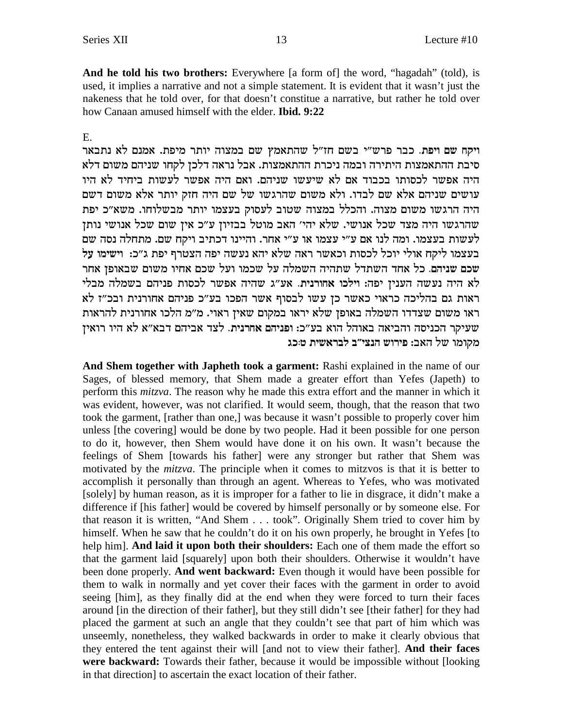**And he told his two brothers:** Everywhere [a form of] the word, "hagadah" (told), is used, it implies a narrative and not a simple statement. It is evident that it wasn't just the nakeness that he told over, for that doesn't constitute a narrative, but rather he told over how Canaan amused himself with the elder. **Ibid. 9:22**

E.

**ויקח שם ויפת**. כבר פרש"י בשם חז"ל שהתאמץ שם במצוה יותר מיפת. אמנם לא נתבאר סיבת ההתאמצות היתירה ובמה ניכרת ההתאמצות. אבל נראה דלכן לקחו שניהם משום דלא היה אפשר לכסותו בכבוד אם לא שיעשו שניהם. ואם היה אפשר לעשות ביחיד לא היו עושים שניהם אלא שם לבדו. ולא משום שהרגשו של שם היה חזק יותר אלא משום דשם היה הרגשו משום מצוה. והכלל במצוה שטוב לעסוק בעצמו יותר מבשלוחו. משא"כ יפת שהרגשו היה מצד שכל אנושי. שלא יהי' האב מוטל בבזיון ע"כ אין שום שכל אנושי נותן לעשות בעצמו. ומה לנו אם ע"י עצמו או ע"י אחר. והיינו דכתיב ויקח שם. מתחלה נסה שם בעצמו ליקח אולי יוכל לכסות וכאשר ראה שלא יהא נעשה יפה הצטרף יפת ג"כ: **וישימו על שכם שניהם**. כל אחד השתדל שתהיה השמלה על שכמו ועל שכם אחיו משום שבאופן אחר לא היה נעשה הענין יפה: **וילכו אחורנית**. אע"ג שהיה אפשר לכסות פניהם בשמלה מבלי ראות גם בהליכה כראוי כאשר כן עשו לבסוף אשר הפכו בע"כ פניהם אחורנית ובכ"ז לא ראו משום שצדדו השמלה באופן שלא יראו במקום שאין ראוי. מ"מ הלכו אחורנית להראות שעיקר הכניסה והביאה באוהל הוא בע"כ: **ופניהם אחרנית**. לצד אביהם דבא"א לא היו רואין מקומו של האב: **פירוש הנצי"ב לבראשית ט:כג**

**And Shem together with Japheth took a garment:** Rashi explained in the name of our Sages, of blessed memory, that Shem made a greater effort than Yefes (Japeth) to perform this *mitzva*. The reason why he made this extra effort and the manner in which it was evident, however, was not clarified. It would seem, though, that the reason that two took the garment, [rather than one,] was because it wasn't possible to properly cover him unless [the covering] would be done by two people. Had it been possible for one person to do it, however, then Shem would have done it on his own. It wasn't because the feelings of Shem [towards his father] were any stronger but rather that Shem was motivated by the *mitzva*. The principle when it comes to mitzvos is that it is better to accomplish it personally than through an agent. Whereas to Yefes, who was motivated [solely] by human reason, as it is improper for a father to lie in disgrace, it didn't make a difference if [his father] would be covered by himself personally or by someone else. For that reason it is written, "And Shem . . . took". Originally Shem tried to cover him by himself. When he saw that he couldn't do it on his own properly, he brought in Yefes [to help him]. **And laid it upon both their shoulders:** Each one of them made the effort so that the garment laid [squarely] upon both their shoulders. Otherwise it wouldn't have been done properly. **And went backward:** Even though it would have been possible for them to walk in normally and yet cover their faces with the garment in order to avoid seeing [him], as they finally did at the end when they were forced to turn their faces around [in the direction of their father], but they still didn't see [their father] for they had placed the garment at such an angle that they couldn't see that part of him which was unseemly, nonetheless, they walked backwards in order to make it clearly obvious that they entered the tent against their will [and not to view their father]. **And their faces were backward:** Towards their father, because it would be impossible without [looking in that direction] to ascertain the exact location of their father.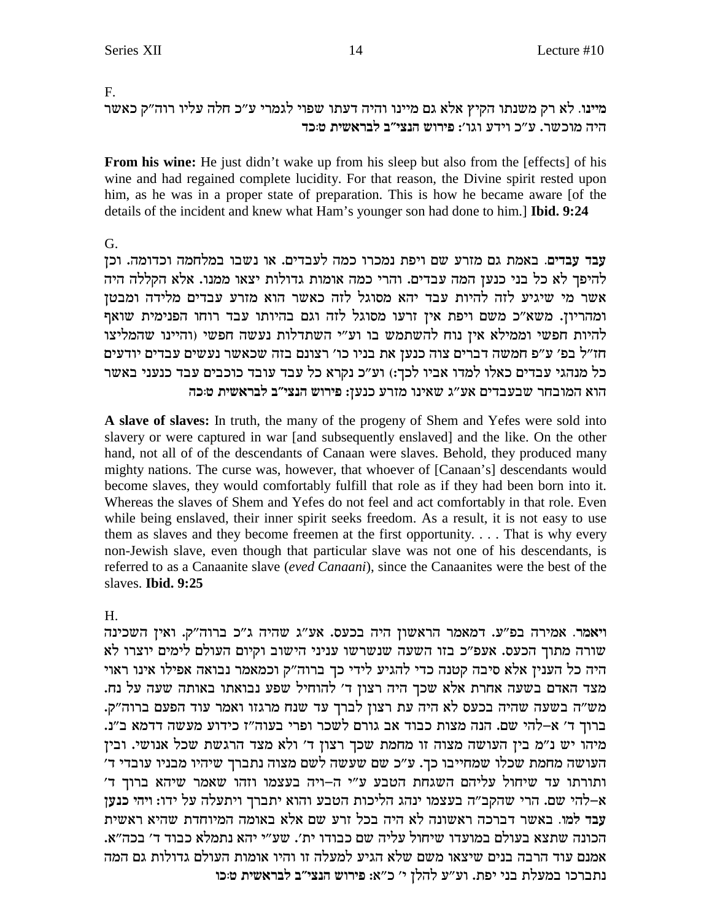F.

**מיינו.** לא רק משנתו הקיץ אלא גם מיינו והיה דעתו שפוי לגמרי ע"כ חלה עליו רוה"ק כאשר היה מוכשר. ע"כ וידע וגו': **פירוש הנצי"ב לבראשית ט:כד**

**From his wine:** He just didn't wake up from his sleep but also from the [effects] of his wine and had regained complete lucidity. For that reason, the Divine spirit rested upon him, as he was in a proper state of preparation. This is how he became aware [of the details of the incident and knew what Ham's younger son had done to him.] **Ibid. 9:24**

G.

**עבד עבדים.** באמת גם מזרע שם ויפת נמכרו כמה לעבדים. או נשבו במלחמה וכדומה. וכן להיפך לא כל בני כנען המה עבדים. והרי כמה אומות גדולות יצאו ממנו. אלא הקללה היה אשר מי שיגיע לזה להיות עבד יהא מסוגל לזה כאשר הוא מזרע עבדים מלידה ומבטן ומהריון. משא"כ משם ויפת אין זרעו מסוגל לזה וגם בהיותו עבד רוחו הפנימית שואף להיות חפשי וממילא אין נוח להשתמש בו וע"י השתדלות נעשה חפשי (והיינו שהמליצו חז"ל בפ' ע"פ חמשה דברים צוה כנען את בניו כו' רצונם בזה שכאשר נעשים עבדים יודעים כל מנהגי עבדים כאלו למדו אביו לכך:) וע"כ נקרא כל עבד עובד כוכבים עבד כנעני באשר הוא המובחר שבעבדים אע"ג שאינו מזרע כנען: **פירוש הנצי"ב לבראשית ט:כה**

**A slave of slaves:** In truth, the many of the progeny of Shem and Yefes were sold into slavery or were captured in war [and subsequently enslaved] and the like. On the other hand, not all of of the descendants of Canaan were slaves. Behold, they produced many mighty nations. The curse was, however, that whoever of [Canaan's] descendants would become slaves, they would comfortably fulfill that role as if they had been born into it. Whereas the slaves of Shem and Yefes do not feel and act comfortably in that role. Even while being enslaved, their inner spirit seeks freedom. As a result, it is not easy to use them as slaves and they become freemen at the first opportunity. . . . That is why every non-Jewish slave, even though that particular slave was not one of his descendants, is referred to as a Canaanite slave (*eved Canaani*), since the Canaanites were the best of the slaves. **Ibid. 9:25**

H.

**ויאמר.** אמירה בפ"ע. דמאמר הראשון היה בכעס. אע"ג שהיה ג"כ ברוה"ק. ואין השכינה שורה מתוך הכעס. אפ"כ בזו השעה שנשרשו עניני הישוב וקיום העולם לימים יוצרו לא היה כל הענין אלא סיבה קטנה כדי להגיע לידי כך ברוה"ק וכמאמר נבואה אפילו אינו ראוי מצד האדם בשעה אחרת אלא שכך היה רצון ד' להוחיל שפע נבואתו באותה שעה על נח. מש"ה בשעה שהיה בכעס לא היה עת רצון לברך עד שנח מרגזו ואמר עוד הפעם ברוה"ק. ברוך ד' א–להי שם. הנה מצות כבוד אב גורם לשכר ופרי בעוה"ז כידוע מעשה דדמא ב"נ. מיהו יש נ"מ בין העושה מצוה זו מחמת שכך רצון ד' ולא מצד הרגשת שכל אנושי. ובין העושה מחמת שכלו שמחייבו כך. ע"כ שם שעשה לשם מצוה נתברך שיהיו מבניו עובדי ד' ותורתו עד שיחול עליהם השגחת הטבע ע"י ה–ויה בעצמו וזהו שאמר שיהא ברוך ד' א–להי שם. הרי שהקב"ה בעצמו ינהג הליכות הטבע והוא יתברך ויתעלה על ידו: **ויהי כנען עבד למו.** באשר דברכה ראשונה לא היה בכל זרע שם אלא באומה המיוחדת שהיא ראשית הכונה שתצא בעולם במועדו שיחול עליה שם כבודו ית'. שע"י יהא נתמלא כבוד ד' בכה"א. אמנם עוד הרבה בנים שיצאו משם שלא הגיע למעלה זו והיו אומות העולם גדולות גם המה נתברכו במעלת בני יפת. וע"ע להלן י' כ"א: **פירוש הנצי"ב לבראשית ט:כו**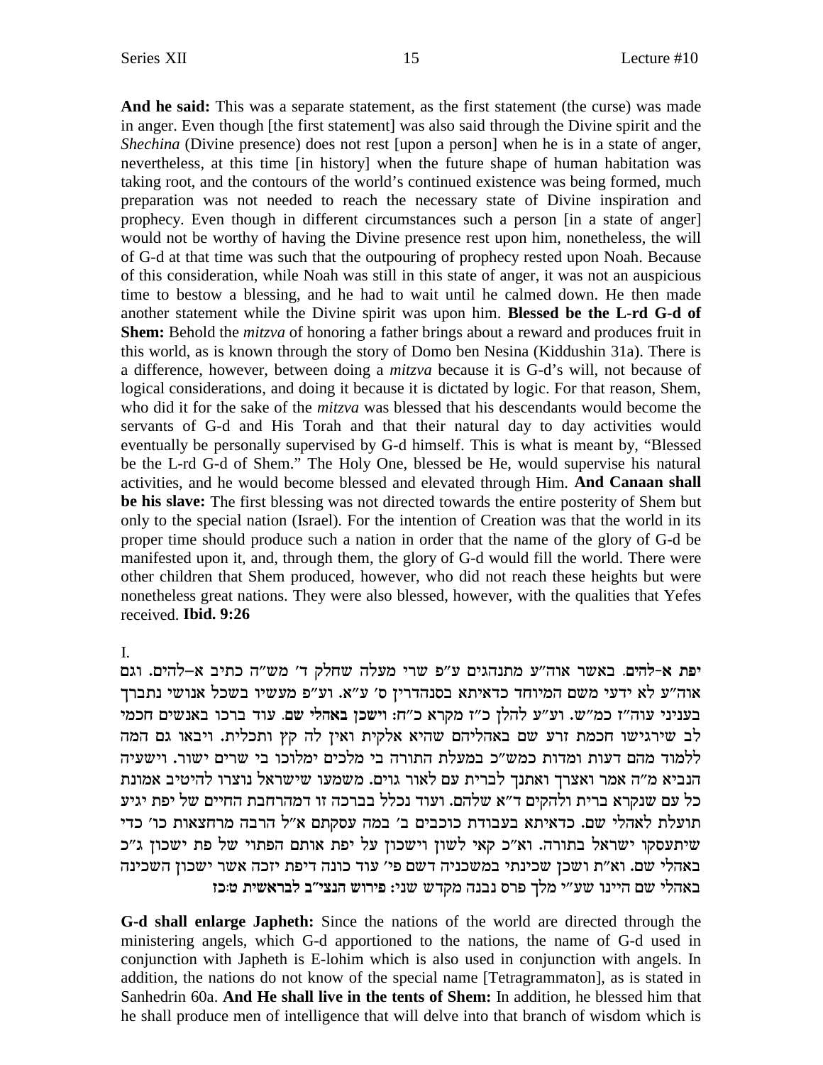**And he said:** This was a separate statement, as the first statement (the curse) was made in anger. Even though [the first statement] was also said through the Divine spirit and the *Shechina* (Divine presence) does not rest [upon a person] when he is in a state of anger, nevertheless, at this time [in history] when the future shape of human habitation was taking root, and the contours of the world's continued existence was being formed, much preparation was not needed to reach the necessary state of Divine inspiration and prophecy. Even though in different circumstances such a person [in a state of anger] would not be worthy of having the Divine presence rest upon him, nonetheless, the will of G-d at that time was such that the outpouring of prophecy rested upon Noah. Because of this consideration, while Noah was still in this state of anger, it was not an auspicious time to bestow a blessing, and he had to wait until he calmed down. He then made another statement while the Divine spirit was upon him. **Blessed be the L-rd G-d of Shem:** Behold the *mitzva* of honoring a father brings about a reward and produces fruit in this world, as is known through the story of Domo ben Nesina (Kiddushin 31a). There is a difference, however, between doing a *mitzva* because it is G-d's will, not because of logical considerations, and doing it because it is dictated by logic. For that reason, Shem, who did it for the sake of the *mitzva* was blessed that his descendants would become the servants of G-d and His Torah and that their natural day to day activities would eventually be personally supervised by G-d himself. This is what is meant by, "Blessed be the L-rd G-d of Shem." The Holy One, blessed be He, would supervise his natural activities, and he would become blessed and elevated through Him. **And Canaan shall be his slave:** The first blessing was not directed towards the entire posterity of Shem but only to the special nation (Israel). For the intention of Creation was that the world in its proper time should produce such a nation in order that the name of the glory of G-d be manifested upon it, and, through them, the glory of G-d would fill the world. There were other children that Shem produced, however, who did not reach these heights but were nonetheless great nations. They were also blessed, however, with the qualities that Yefes received. **Ibid. 9:26**

I.

**יפת א–להים**. באשר אוה"ע מתנהגים ע"פ שרי מעלה שחלק ד' מש"ה כתיב א–להים. וגם אוה"ע לא ידעי משם המיוחד כדאיתא בסנהדרין ס' ע"א. וע"פ מעשיו בשכל אנושי נתברך בעניני עוה"ז כמ"ש. וע"ע להלן כ"ז מקרא כ"ח: **וישכן באהלי שם**. עוד ברכו באנשים חכמי לב שירגישו חכמת זרע שם באהליהם שהיא אלקית ואין לה קץ ותכלית. ויבאו גם המה ללמוד מהם דעות ומדות כמש"כ במעלת התורה בי מלכים ימלוכו בי שרים ישור. וישעיה הנביא מ"ה אמר ואצרך ואתנך לברית עם לאור גוים. משמעו שישראל נוצרו להיטיב אמונת כל עם שנקרא ברית ולהקים ד"א שלהם. ועוד נכלל בברכה זו דמהרחבת החיים של יפת יגיע תועלת לאהלי שם. כדאיתא בעבודת כוכבים ב' במה עסקתם א"ל הרבה מרחצאות כו' כדי שיתעסקו ישראל בתורה. וא"כ קאי לשון וישכון על יפת אותם הפתוי של פת ישכון ג"כ באהלי שם. וא"ת ושכן שכינתי במשכניה דשם פי' עוד כונה דיפת יזכה אשר ישכון השכינה באהלי שם היינו שע"י מלך פרס נבנה מקדש שני: **פירוש הנצי"ב לבראשית ט:כז**

**G-d shall enlarge Japheth:** Since the nations of the world are directed through the ministering angels, which G-d apportioned to the nations, the name of G-d used in conjunction with Japheth is E-lohim which is also used in conjunction with angels. In addition, the nations do not know of the special name [Tetragrammaton], as is stated in Sanhedrin 60a. **And He shall live in the tents of Shem:** In addition, he blessed him that he shall produce men of intelligence that will delve into that branch of wisdom which is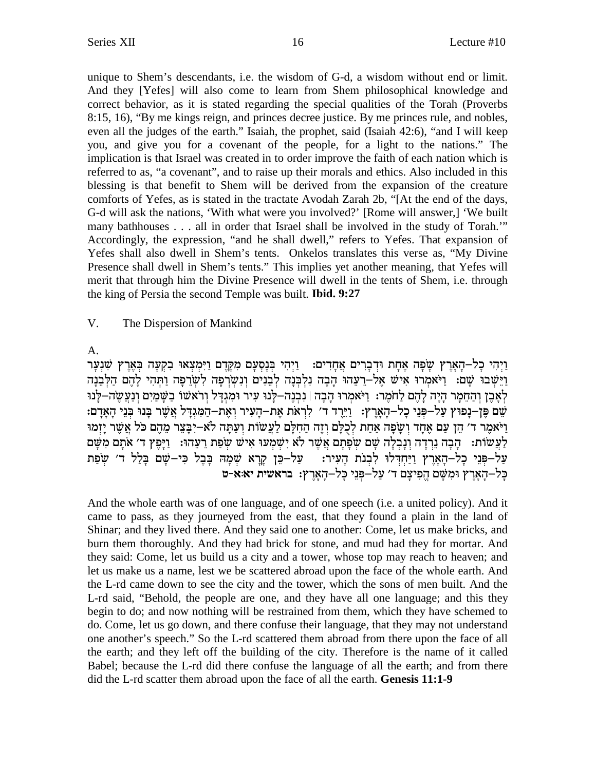unique to Shem's descendants, i.e. the wisdom of G-d, a wisdom without end or limit. And they [Yefes] will also come to learn from Shem philosophic knowledge and correct behavior, as it is stated regarding the special qualities of the Torah (Proverbs 8:15, 16), "By me kings reign, and princes decree justice. By me princes rule, and nobles, even all the judges of the earth." Isaiah, the prophet, said (Isaiah 42:6), "and I will keep you, and give you for a covenant of the people, for a light to the nations." The implication is that Israel was created in to order improve the faith of each nation which is referred to as, "a covenant", and to raise up their morals and ethics. Also included in this blessing is that benefit to Shem will be derived from the expansion of the creature comforts of Yefes, as is stated in the tractate Avodah Zarah 2b, "[At the end of the days, G-d will ask the nations, 'With what were you involved?' [Rome will answer,] 'We built many bathhouses . . . all in order that Israel shall be involved in the study of Torah.'" Accordingly, the expression, "and he shall dwell," refers to Yefes. That expansion of Yefes shall also dwell in Shem's tents. Onkelos translates this verse as, "My Divine Presence shall dwell in Shem's tents." This implies yet another meaning, that Yefes will merit that through him the Divine Presence will dwell in the tents of Shem, i.e. through the king of Persia the second Temple was built. **Ibid. 9:27**

V. The Dispersion of Mankind

A.

וַיְהִי כָל-הָאָרֶץ שָׂפָה אֶחָת וּדְבָרִים אֲחָדִים: וַיְהִי בְּנָסְעָם מִקֶּדֶם וַיִּמְצְאוּ בִקְעָה בְּאֶרֶץ שִׁנְעָר וַיֵּשְׁבוּ שָׁם: וַיֹּאמְרוּ אִישׁ אֶל-רֵעֵהוּ הָבָה נִלְבְּנָה לְבֵנִים וְנִשְׂרְפָה לִשְׂרֵפָה וַתְּהִי לָהֶם הַלְּבֵנָה לְאָבֶן וְהַחֵמָר הָיָה לָהֶם לַחֹמֶר: וַיֹּאמְרוּ הָבָה | נִבְנֶה-לָּנוּ עִיר וּמִגְדָּל וְרֹאשׁוֹ בַשָּׁמַיִם וְנַעֲשֶׂה-לָּנוּ שֵׁם פֶּן-נָפוּץ עַל-פְּנֵי כָל-הָאָרֶץ: וַיֵּרֶד ד׳ לִרְאֹת אֶת-הָעִיר וְאֶת-הַמִּגְדָּל אֲשֶׁר בָּנוּ בְּנֵי הָאָדָם: וַיֹּאמֶר ד׳ הֵן עַם אֶחָד וְשָׂפָה אַחַת לְכֻלָּם וְזֶה הַחִלָּם לַעֲשׂוֹת וְעַתָּה לֹא-יִבָּצֵר מֵהֶם כֹּל אֲשֶׁר יָזְמוּ לַעֲשׂוֹת: הָבָה נֵרְדָה וְנָבְלָה שָׁם שְׂפָתָם אֲשֶׁר לֹא יִשְׁמְעוּ אִישׁ שְׂפַת רֵעֵהוּ: וַיָּפֶץ ד׳ אֹתָם מִשָּׁם עַל-פְּנֵי כָל-הָאָרֶץ וַיַּחְדְּלוּ לִבְנֹת הָעִיר: עַל-כֵּן קָרָא שְׁמָהּ בָּבֶל כִּי-שָׁם בָּלַל ד׳ שְׂפַת כָּל-הָאָרֶץ וּמִשָּׁם הֱפִיצָם ד׳ עַל-פְּנֵי כָּל-הָאָרֶץ: **בראשית יא:א-ט**

And the whole earth was of one language, and of one speech (i.e. a united policy). And it came to pass, as they journeyed from the east, that they found a plain in the land of Shinar; and they lived there. And they said one to another: Come, let us make bricks, and burn them thoroughly. And they had brick for stone, and mud had they for mortar. And they said: Come, let us build us a city and a tower, whose top may reach to heaven; and let us make us a name, lest we be scattered abroad upon the face of the whole earth. And the L-rd came down to see the city and the tower, which the sons of men built. And the L-rd said, "Behold, the people are one, and they have all one language; and this they begin to do; and now nothing will be restrained from them, which they have schemed to do. Come, let us go down, and there confuse their language, that they may not understand one another's speech." So the L-rd scattered them abroad from there upon the face of all the earth; and they left off the building of the city. Therefore is the name of it called Babel; because the L-rd did there confuse the language of all the earth; and from there did the L-rd scatter them abroad upon the face of all the earth. **Genesis 11:1-9**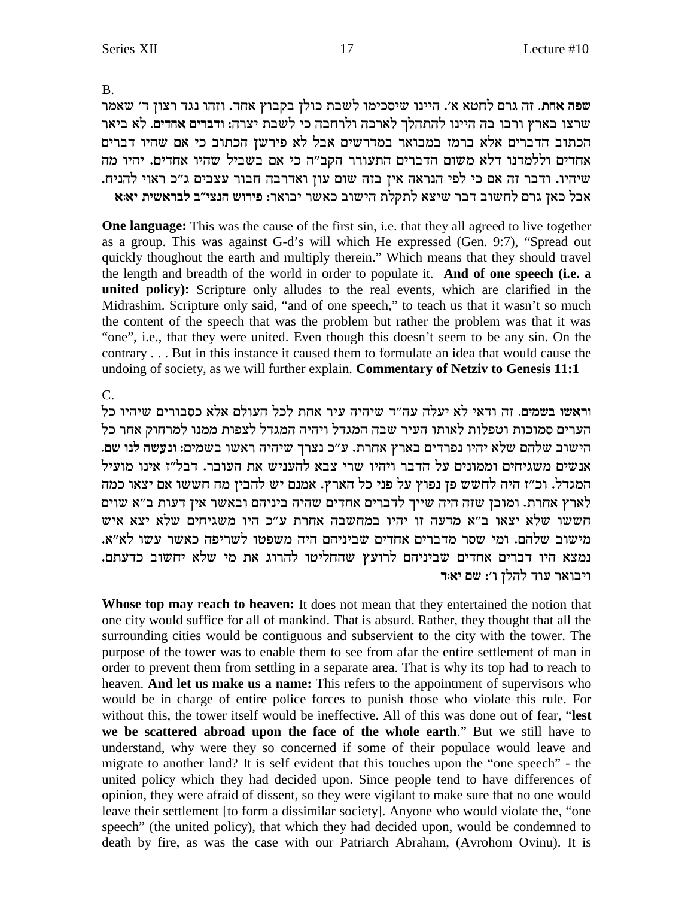B.

**שפה אחת**. זה גרם לחטא א'. היינו שיסכימו לשבת כולן בקבוץ אחד. וזהו נגד רצון ד' שאמר שרצו בארץ ורבו בה היינו להתהלך לארכה ולרחבה כי לשבת יצרה: **ודברים אחדים**. לא ביאר הכתוב הדברים אלא ברמז במבואר במדרשים אבל לא פירשן הכתוב כי אם שהיו דברים אחדים וללמדנו דלא משום הדברים התעורר הקב"ה כי אם בשביל שהיו אחדים. יהיו מה שיהיו. ודבר זה אם כי לפי הנראה אין בזה שום עון ואדרבה חבור עצבים ג"כ ראוי להניח. אבל כאן גרם לחשוב דבר שיצא לתקלת הישוב כאשר יבואר: **פירוש הנצי"ב לבראשית יא:א**

**One language:** This was the cause of the first sin, i.e. that they all agreed to live together as a group. This was against G-d's will which He expressed (Gen. 9:7), "Spread out quickly thoughout the earth and multiply therein." Which means that they should travel the length and breadth of the world in order to populate it. **And of one speech (i.e. a united policy):** Scripture only alludes to the real events, which are clarified in the Midrashim. Scripture only said, "and of one speech," to teach us that it wasn't so much the content of the speech that was the problem but rather the problem was that it was "one", i.e., that they were united. Even though this doesn't seem to be any sin. On the contrary . . . But in this instance it caused them to formulate an idea that would cause the undoing of society, as we will further explain. **Commentary of Netziv to Genesis 11:1**

C.

**וראשו בשמים**. זה ודאי לא יעלה עה"ד שיהיה עיר אחת לכל העולם אלא כסבורים שיהיו כל הערים סמוכות וטפלות לאותו העיר שבה המגדל ויהיה המגדל לצפות ממנו למרחוק אחר כל הישוב שלהם שלא יהיו נפרדים בארץ אחרת. ע"כ נצרך שיהיה ראשו בשמים: **ונעשה לנו שם**. אנשים משגיחים וממונים על הדבר ויהיו שרי צבא להעניש את העובר. דבל"ז אינו מועיל המגדל. וכ"ז היה לחשש פן נפוץ על פני כל הארץ. אמנם יש להבין מה חששו אם יצאו כמה לארץ אחרת. ומובן שזה היה שייך לדברים אחדים שהיה ביניהם ובאשר אין דעות ב"א שוים חששו שלא יצאו ב"א מדעה זו יהיו במחשבה אחרת ע"כ היו משגיחים שלא יצא איש מישוב שלהם. ומי שסר מדברים אחדים שביניהם היה משפטו לשריפה כאשר עשו לא"א. נמצא היו דברים אחדים שביניהם לרועץ שהחליטו להרוג את מי שלא יחשוב כדעתם. ויבואר עוד להלן ו': **שם יא:ד**

**Whose top may reach to heaven:** It does not mean that they entertained the notion that one city would suffice for all of mankind. That is absurd. Rather, they thought that all the surrounding cities would be contiguous and subservient to the city with the tower. The purpose of the tower was to enable them to see from afar the entire settlement of man in order to prevent them from settling in a separate area. That is why its top had to reach to heaven. **And let us make us a name:** This refers to the appointment of supervisors who would be in charge of entire police forces to punish those who violate this rule. For without this, the tower itself would be ineffective. All of this was done out of fear, "**lest we be scattered abroad upon the face of the whole earth**." But we still have to understand, why were they so concerned if some of their populace would leave and migrate to another land? It is self evident that this touches upon the "one speech" - the united policy which they had decided upon. Since people tend to have differences of opinion, they were afraid of dissent, so they were vigilant to make sure that no one would leave their settlement [to form a dissimilar society]. Anyone who would violate the, "one speech" (the united policy), that which they had decided upon, would be condemned to death by fire, as was the case with our Patriarch Abraham, (Avrohom Ovinu). It is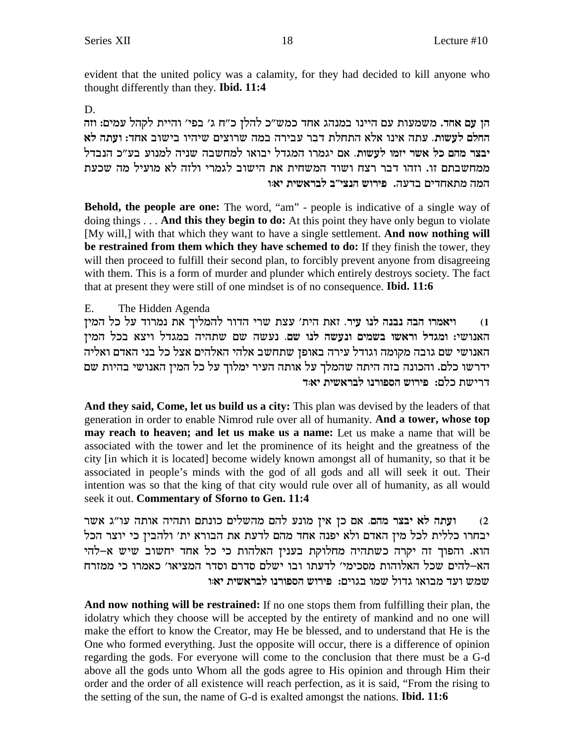evident that the united policy was a calamity, for they had decided to kill anyone who thought differently than they. **Ibid. 11:4**

D.

**הן עם אחד.** משמעות עם היינו במנהג אחד כמש"כ להלן כ"ח ג' בפי' והיית לקהל עמים: **וזה החלם לעשות.** עתה אינו אלא התחלת דבר עבירה במה שרוצים שיהיו בישוב אחד: **ועתה לא יבצר מהם כל אשר יזמו לעשות.** אם יגמרו המגדל יבואו למחשבה שניה למנוע בע"כ הנבדל ממחשבתם זו. וזהו דבר רצח ושוד המשחית את הישוב לגמרי ולזה לא מועיל מה שכעת המה מתאחדים בדעה. **פירוש הנצי"ב לבראשית יא:ו**

**Behold, the people are one:** The word, "am" - people is indicative of a single way of doing things . . . **And this they begin to do:** At this point they have only begun to violate [My will,] with that which they want to have a single settlement. **And now nothing will be restrained from them which they have schemed to do:** If they finish the tower, they will then proceed to fulfill their second plan, to forcibly prevent anyone from disagreeing with them. This is a form of murder and plunder which entirely destroys society. The fact that at present they were still of one mindset is of no consequence. **Ibid. 11:6**

E. The Hidden Agenda

1) **ויאמרו הבה נבנה לנו עיר.** זאת הית' עצת שרי הדור להמליך את נמרוד על כל המין האנושי: **ומגדל וראשו בשמים ונעשה לנו שם.** נעשה שם שתהיה במגדל ויצא בכל המין האנושי שם גובה מקומה וגודל עירה באופן שתחשב אלהי האלהים אצל כל בני האדם ואליה ידרשו כלם. והכונה בזה היתה שהמלך על אותה העיר ימלוך על כל המין האנושי בהיות שם דרישת כלם: **פירוש הספורנו לבראשית יא:ד**

**And they said, Come, let us build us a city:** This plan was devised by the leaders of that generation in order to enable Nimrod rule over all of humanity. **And a tower, whose top may reach to heaven; and let us make us a name:** Let us make a name that will be associated with the tower and let the prominence of its height and the greatness of the city [in which it is located] become widely known amongst all of humanity, so that it be associated in people's minds with the god of all gods and all will seek it out. Their intention was so that the king of that city would rule over all of humanity, as all would seek it out. **Commentary of Sforno to Gen. 11:4**

2) **ועתה לא יבצר מהם.** אם כן אין מונע להם מהשלים כונתם ותהיה אותה עו"ג אשר יבחרו כללית לכל מין האדם ולא יפנה אחד מהם לדעת את הבורא ית' ולהבין כי יוצר הכל הוא. והפוך זה יקרה כשתהיה מחלוקת בענין האלהות כי כל אחד יחשוב שיש א-להי הא-להים שכל האלוהות מסכימי' לדעתו ובו ישלם סדרם וסדר המציאו' כאמרו כי ממזרח שמש ועד מבואו גדול שמו בגוים: **פירוש הספורנו לבראשית יא:ו**

**And now nothing will be restrained:** If no one stops them from fulfilling their plan, the idolatry which they choose will be accepted by the entirety of mankind and no one will make the effort to know the Creator, may He be blessed, and to understand that He is the One who formed everything. Just the opposite will occur, there is a difference of opinion regarding the gods. For everyone will come to the conclusion that there must be a G-d above all the gods unto Whom all the gods agree to His opinion and through Him their order and the order of all existence will reach perfection, as it is said, "From the rising to the setting of the sun, the name of G-d is exalted amongst the nations. **Ibid. 11:6**